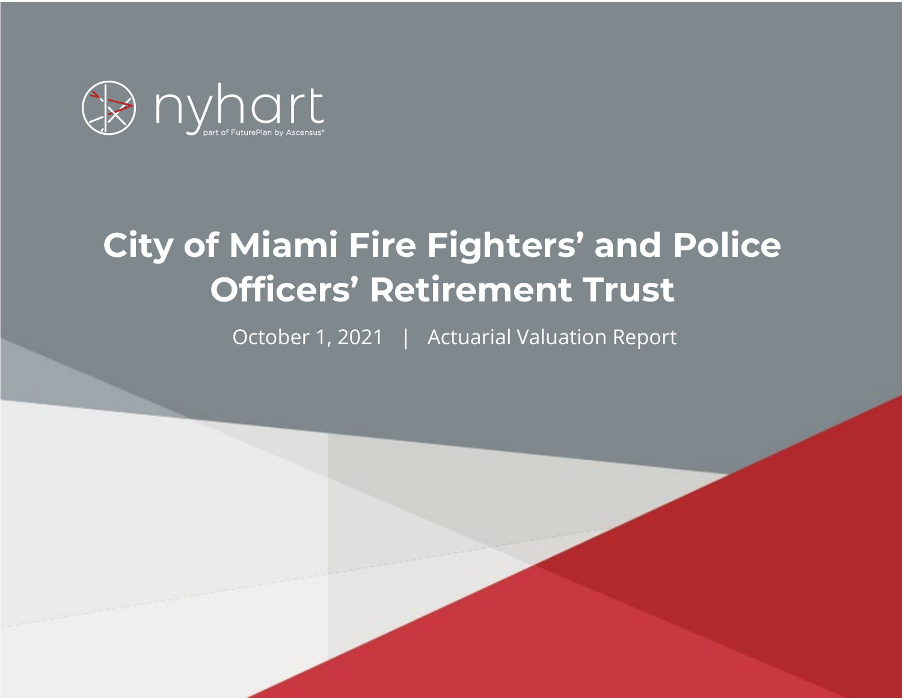nyhart

part of FuturePlan by Ascensus®

# City of Miami Fire Fighters' and Police Officers' Retirement Trust

October 1, 2021 | Actuarial Valuation Report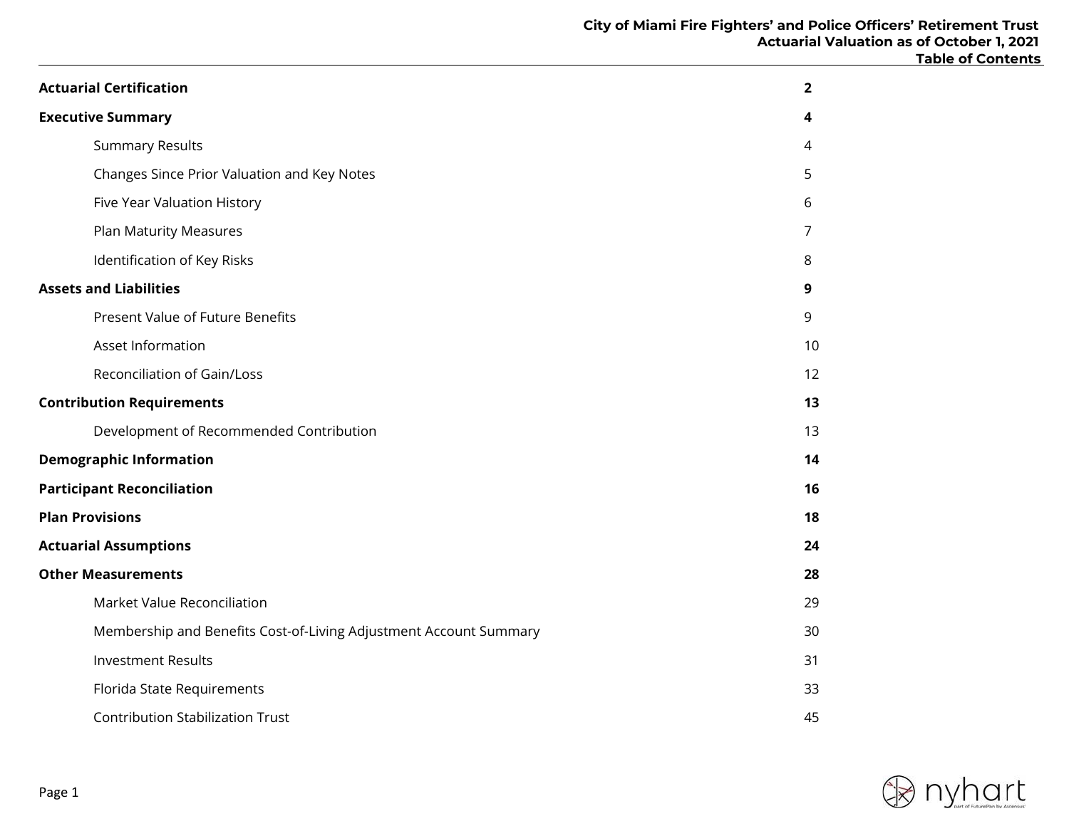# Table of Contents

| | |
|---|---|
| **Actuarial Certification** | **2** |
| **Executive Summary** | **4** |
| Summary Results | 4 |
| Changes Since Prior Valuation and Key Notes | 5 |
| Five Year Valuation History | 6 |
| Plan Maturity Measures | 7 |
| Identification of Key Risks | 8 |
| **Assets and Liabilities** | **9** |
| Present Value of Future Benefits | 9 |
| Asset Information | 10 |
| Reconciliation of Gain/Loss | 12 |
| **Contribution Requirements** | **13** |
| Development of Recommended Contribution | 13 |
| **Demographic Information** | **14** |
| **Participant Reconciliation** | **16** |
| **Plan Provisions** | **18** |
| **Actuarial Assumptions** | **24** |
| **Other Measurements** | **28** |
| Market Value Reconciliation | 29 |
| Membership and Benefits Cost-of-Living Adjustment Account Summary | 30 |
| Investment Results | 31 |
| Florida State Requirements | 33 |
| Contribution Stabilization Trust | 45 |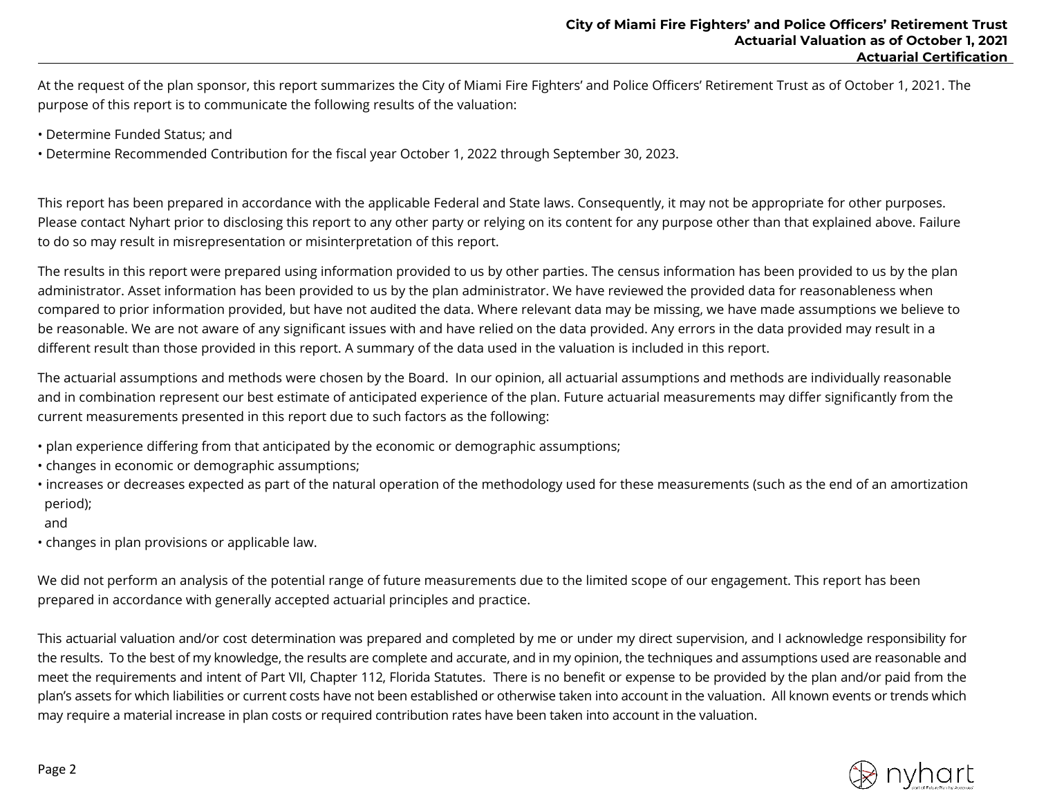At the request of the plan sponsor, this report summarizes the City of Miami Fire Fighters' and Police Officers' Retirement Trust as of October 1, 2021. The purpose of this report is to communicate the following results of the valuation:

- Determine Funded Status; and
- Determine Recommended Contribution for the fiscal year October 1, 2022 through September 30, 2023.

This report has been prepared in accordance with the applicable Federal and State laws. Consequently, it may not be appropriate for other purposes. Please contact Nyhart prior to disclosing this report to any other party or relying on its content for any purpose other than that explained above. Failure to do so may result in misrepresentation or misinterpretation of this report.

The results in this report were prepared using information provided to us by other parties. The census information has been provided to us by the plan administrator. Asset information has been provided to us by the plan administrator. We have reviewed the provided data for reasonableness when compared to prior information provided, but have not audited the data. Where relevant data may be missing, we have made assumptions we believe to be reasonable. We are not aware of any significant issues with and have relied on the data provided. Any errors in the data provided may result in a different result than those provided in this report. A summary of the data used in the valuation is included in this report.

The actuarial assumptions and methods were chosen by the Board. In our opinion, all actuarial assumptions and methods are individually reasonable and in combination represent our best estimate of anticipated experience of the plan. Future actuarial measurements may differ significantly from the current measurements presented in this report due to such factors as the following:

- plan experience differing from that anticipated by the economic or demographic assumptions;
- changes in economic or demographic assumptions;
- increases or decreases expected as part of the natural operation of the methodology used for these measurements (such as the end of an amortization period);
  and
- changes in plan provisions or applicable law.

We did not perform an analysis of the potential range of future measurements due to the limited scope of our engagement. This report has been prepared in accordance with generally accepted actuarial principles and practice.

This actuarial valuation and/or cost determination was prepared and completed by me or under my direct supervision, and I acknowledge responsibility for the results. To the best of my knowledge, the results are complete and accurate, and in my opinion, the techniques and assumptions used are reasonable and meet the requirements and intent of Part VII, Chapter 112, Florida Statutes. There is no benefit or expense to be provided by the plan and/or paid from the plan's assets for which liabilities or current costs have not been established or otherwise taken into account in the valuation. All known events or trends which may require a material increase in plan costs or required contribution rates have been taken into account in the valuation.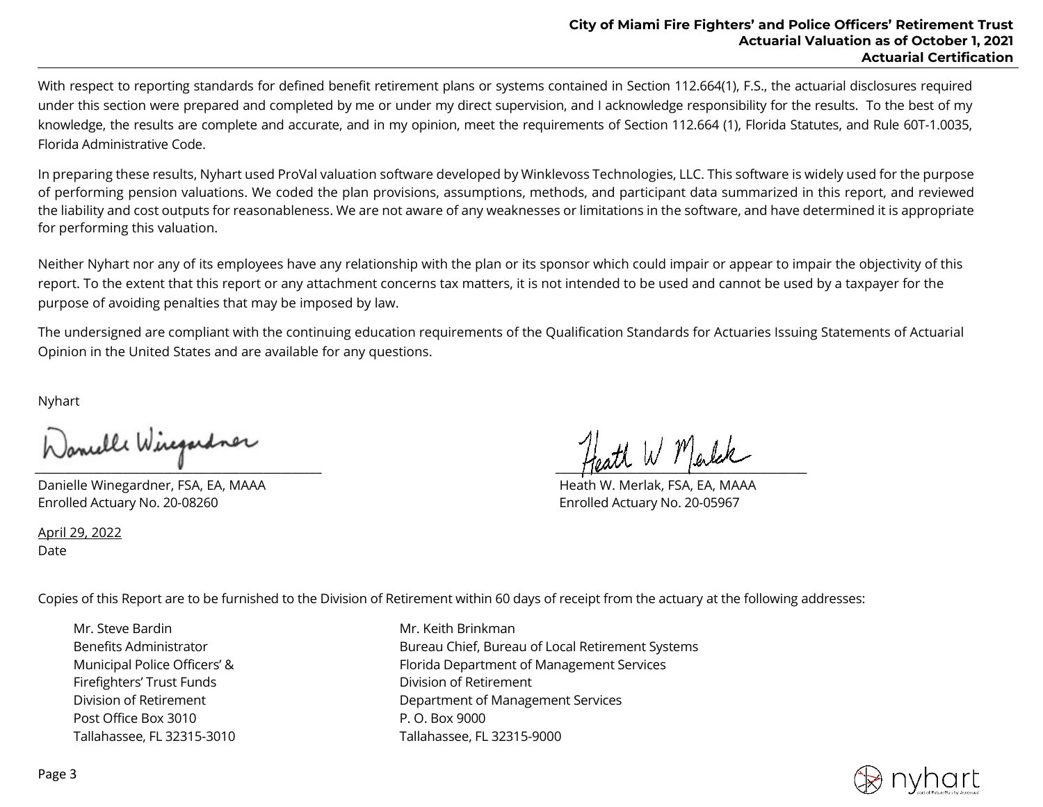With respect to reporting standards for defined benefit retirement plans or systems contained in Section 112.664(1), F.S., the actuarial disclosures required under this section were prepared and completed by me or under my direct supervision, and I acknowledge responsibility for the results. To the best of my knowledge, the results are complete and accurate, and in my opinion, meet the requirements of Section 112.664 (1), Florida Statutes, and Rule 60T-1.0035, Florida Administrative Code.

In preparing these results, Nyhart used ProVal valuation software developed by Winklevoss Technologies, LLC. This software is widely used for the purpose of performing pension valuations. We coded the plan provisions, assumptions, methods, and participant data summarized in this report, and reviewed the liability and cost outputs for reasonableness. We are not aware of any weaknesses or limitations in the software, and have determined it is appropriate for performing this valuation.

Neither Nyhart nor any of its employees have any relationship with the plan or its sponsor which could impair or appear to impair the objectivity of this report. To the extent that this report or any attachment concerns tax matters, it is not intended to be used and cannot be used by a taxpayer for the purpose of avoiding penalties that may be imposed by law.

The undersigned are compliant with the continuing education requirements of the Qualification Standards for Actuaries Issuing Statements of Actuarial Opinion in the United States and are available for any questions.

Nyhart

Danielle Winegardner, FSA, EA, MAAA
Enrolled Actuary No. 20-08260

Heath W. Merlak, FSA, EA, MAAA
Enrolled Actuary No. 20-05967

April 29, 2022
Date

Copies of this Report are to be furnished to the Division of Retirement within 60 days of receipt from the actuary at the following addresses:

Mr. Steve Bardin
Benefits Administrator
Municipal Police Officers' &
Firefighters' Trust Funds
Division of Retirement
Post Office Box 3010
Tallahassee, FL 32315-3010

Mr. Keith Brinkman
Bureau Chief, Bureau of Local Retirement Systems
Florida Department of Management Services
Division of Retirement
Department of Management Services
P. O. Box 9000
Tallahassee, FL 32315-9000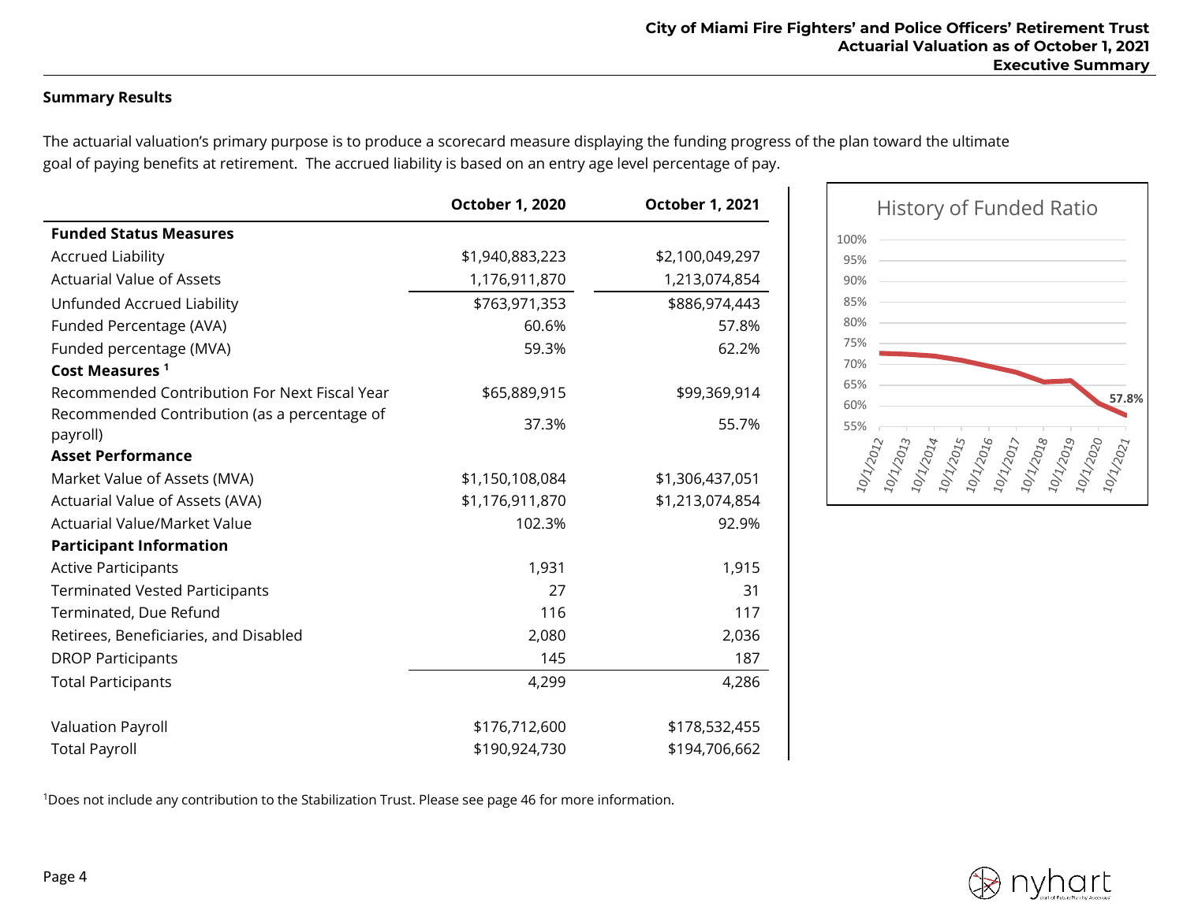## Summary Results

The actuarial valuation's primary purpose is to produce a scorecard measure displaying the funding progress of the plan toward the ultimate goal of paying benefits at retirement. The accrued liability is based on an entry age level percentage of pay.

| | October 1, 2020 | October 1, 2021 |
|---|---|---|
| **Funded Status Measures** | | |
| Accrued Liability | $1,940,883,223 | $2,100,049,297 |
| Actuarial Value of Assets | 1,176,911,870 | 1,213,074,854 |
| Unfunded Accrued Liability | $763,971,353 | $886,974,443 |
| Funded Percentage (AVA) | 60.6% | 57.8% |
| Funded percentage (MVA) | 59.3% | 62.2% |
| **Cost Measures** [1] | | |
| Recommended Contribution For Next Fiscal Year | $65,889,915 | $99,369,914 |
| Recommended Contribution (as a percentage of payroll) | 37.3% | 55.7% |
| **Asset Performance** | | |
| Market Value of Assets (MVA) | $1,150,108,084 | $1,306,437,051 |
| Actuarial Value of Assets (AVA) | $1,176,911,870 | $1,213,074,854 |
| Actuarial Value/Market Value | 102.3% | 92.9% |
| **Participant Information** | | |
| Active Participants | 1,931 | 1,915 |
| Terminated Vested Participants | 27 | 31 |
| Terminated, Due Refund | 116 | 117 |
| Retirees, Beneficiaries, and Disabled | 2,080 | 2,036 |
| DROP Participants | 145 | 187 |
| Total Participants | 4,299 | 4,286 |
| | | |
| Valuation Payroll | $176,712,600 | $178,532,455 |
| Total Payroll | $190,924,730 | $194,706,662 |

**History of Funded Ratio**

(Chart: funded ratio from 10/1/2012 through 10/1/2021; y-axis 55% to 100%; final value labeled 57.8%)

[1]Does not include any contribution to the Stabilization Trust. Please see page 46 for more information.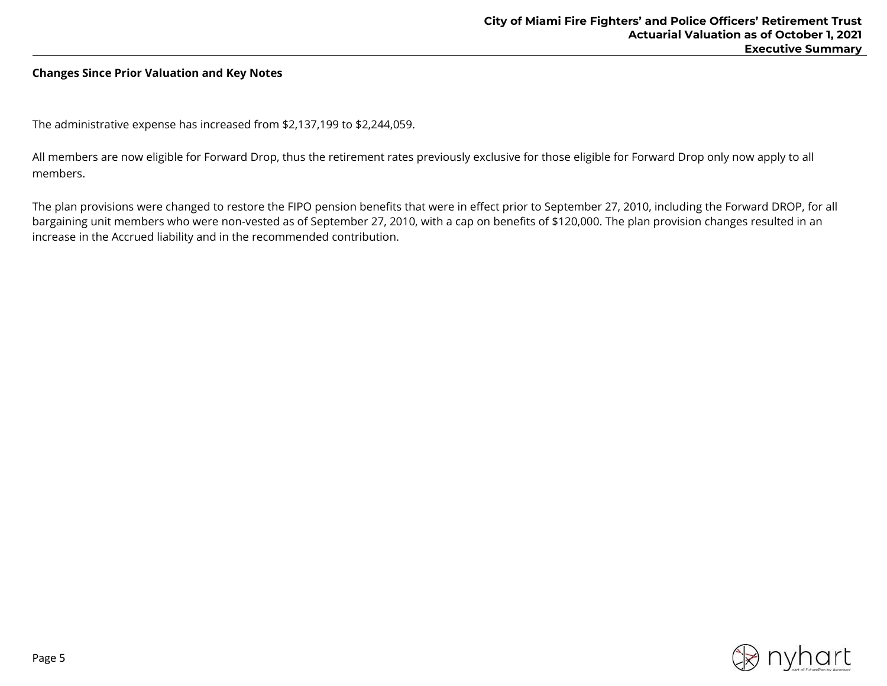## Changes Since Prior Valuation and Key Notes

The administrative expense has increased from $2,137,199 to $2,244,059.

All members are now eligible for Forward Drop, thus the retirement rates previously exclusive for those eligible for Forward Drop only now apply to all members.

The plan provisions were changed to restore the FIPO pension benefits that were in effect prior to September 27, 2010, including the Forward DROP, for all bargaining unit members who were non-vested as of September 27, 2010, with a cap on benefits of $120,000. The plan provision changes resulted in an increase in the Accrued liability and in the recommended contribution.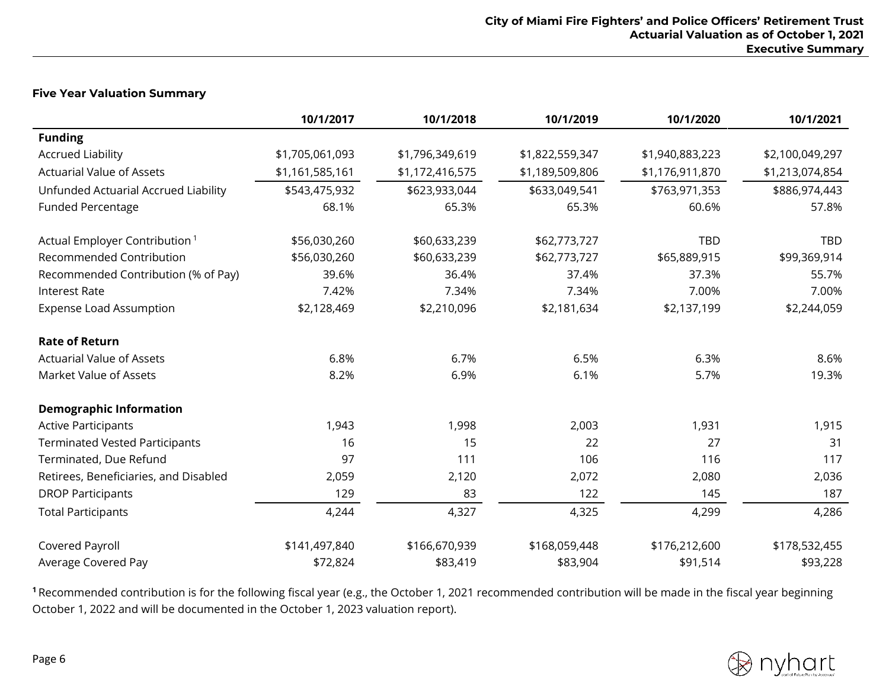### Five Year Valuation Summary

| | 10/1/2017 | 10/1/2018 | 10/1/2019 | 10/1/2020 | 10/1/2021 |
|---|---|---|---|---|---|
| **Funding** | | | | | |
| Accrued Liability | $1,705,061,093 | $1,796,349,619 | $1,822,559,347 | $1,940,883,223 | $2,100,049,297 |
| Actuarial Value of Assets | $1,161,585,161 | $1,172,416,575 | $1,189,509,806 | $1,176,911,870 | $1,213,074,854 |
| Unfunded Actuarial Accrued Liability | $543,475,932 | $623,933,044 | $633,049,541 | $763,971,353 | $886,974,443 |
| Funded Percentage | 68.1% | 65.3% | 65.3% | 60.6% | 57.8% |
| | | | | | |
| Actual Employer Contribution [1] | $56,030,260 | $60,633,239 | $62,773,727 | TBD | TBD |
| Recommended Contribution | $56,030,260 | $60,633,239 | $62,773,727 | $65,889,915 | $99,369,914 |
| Recommended Contribution (% of Pay) | 39.6% | 36.4% | 37.4% | 37.3% | 55.7% |
| Interest Rate | 7.42% | 7.34% | 7.34% | 7.00% | 7.00% |
| Expense Load Assumption | $2,128,469 | $2,210,096 | $2,181,634 | $2,137,199 | $2,244,059 |
| | | | | | |
| **Rate of Return** | | | | | |
| Actuarial Value of Assets | 6.8% | 6.7% | 6.5% | 6.3% | 8.6% |
| Market Value of Assets | 8.2% | 6.9% | 6.1% | 5.7% | 19.3% |
| | | | | | |
| **Demographic Information** | | | | | |
| Active Participants | 1,943 | 1,998 | 2,003 | 1,931 | 1,915 |
| Terminated Vested Participants | 16 | 15 | 22 | 27 | 31 |
| Terminated, Due Refund | 97 | 111 | 106 | 116 | 117 |
| Retirees, Beneficiaries, and Disabled | 2,059 | 2,120 | 2,072 | 2,080 | 2,036 |
| DROP Participants | 129 | 83 | 122 | 145 | 187 |
| Total Participants | 4,244 | 4,327 | 4,325 | 4,299 | 4,286 |
| | | | | | |
| Covered Payroll | $141,497,840 | $166,670,939 | $168,059,448 | $176,212,600 | $178,532,455 |
| Average Covered Pay | $72,824 | $83,419 | $83,904 | $91,514 | $93,228 |

[1] Recommended contribution is for the following fiscal year (e.g., the October 1, 2021 recommended contribution will be made in the fiscal year beginning October 1, 2022 and will be documented in the October 1, 2023 valuation report).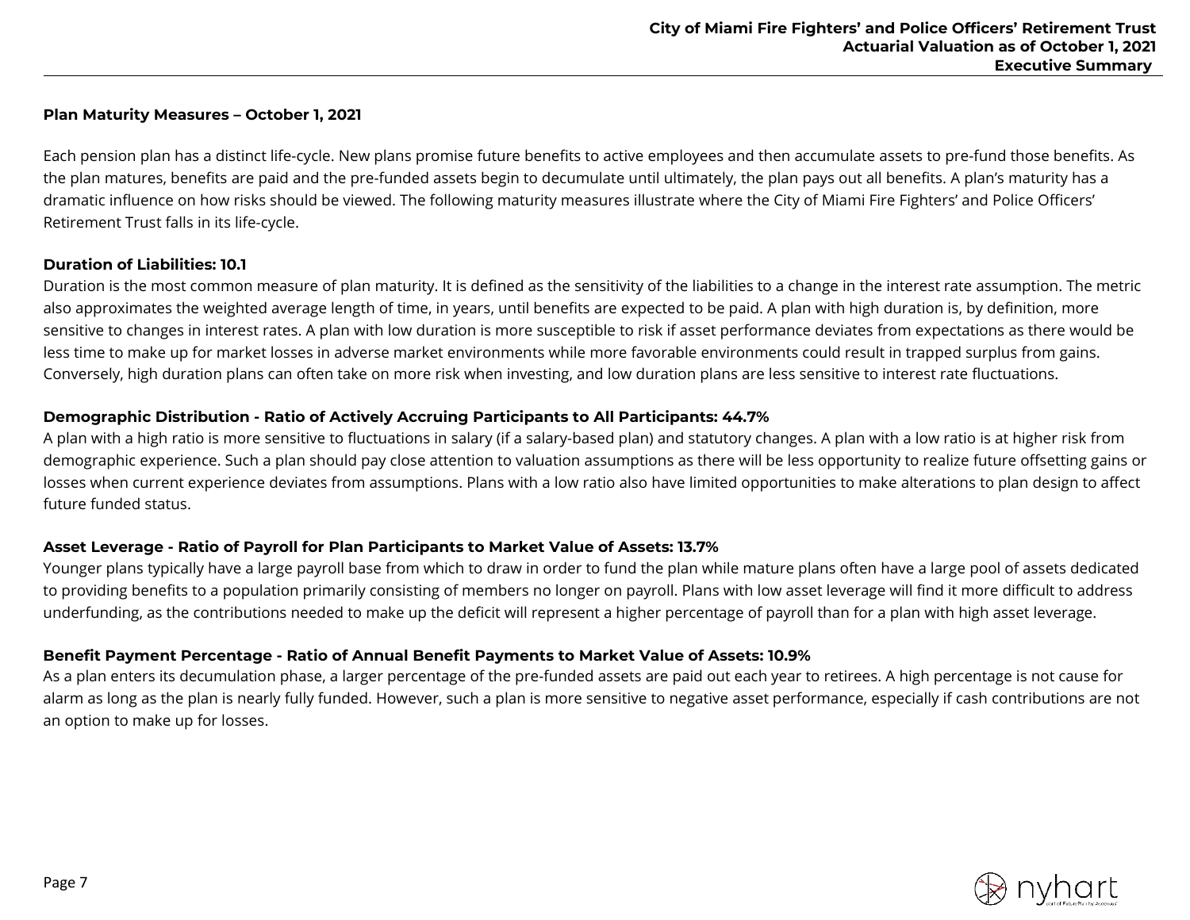## Plan Maturity Measures – October 1, 2021

Each pension plan has a distinct life-cycle. New plans promise future benefits to active employees and then accumulate assets to pre-fund those benefits. As the plan matures, benefits are paid and the pre-funded assets begin to decumulate until ultimately, the plan pays out all benefits. A plan's maturity has a dramatic influence on how risks should be viewed. The following maturity measures illustrate where the City of Miami Fire Fighters' and Police Officers' Retirement Trust falls in its life-cycle.

### Duration of Liabilities: 10.1

Duration is the most common measure of plan maturity. It is defined as the sensitivity of the liabilities to a change in the interest rate assumption. The metric also approximates the weighted average length of time, in years, until benefits are expected to be paid. A plan with high duration is, by definition, more sensitive to changes in interest rates. A plan with low duration is more susceptible to risk if asset performance deviates from expectations as there would be less time to make up for market losses in adverse market environments while more favorable environments could result in trapped surplus from gains. Conversely, high duration plans can often take on more risk when investing, and low duration plans are less sensitive to interest rate fluctuations.

### Demographic Distribution - Ratio of Actively Accruing Participants to All Participants: 44.7%

A plan with a high ratio is more sensitive to fluctuations in salary (if a salary-based plan) and statutory changes. A plan with a low ratio is at higher risk from demographic experience. Such a plan should pay close attention to valuation assumptions as there will be less opportunity to realize future offsetting gains or losses when current experience deviates from assumptions. Plans with a low ratio also have limited opportunities to make alterations to plan design to affect future funded status.

### Asset Leverage - Ratio of Payroll for Plan Participants to Market Value of Assets: 13.7%

Younger plans typically have a large payroll base from which to draw in order to fund the plan while mature plans often have a large pool of assets dedicated to providing benefits to a population primarily consisting of members no longer on payroll. Plans with low asset leverage will find it more difficult to address underfunding, as the contributions needed to make up the deficit will represent a higher percentage of payroll than for a plan with high asset leverage.

### Benefit Payment Percentage - Ratio of Annual Benefit Payments to Market Value of Assets: 10.9%

As a plan enters its decumulation phase, a larger percentage of the pre-funded assets are paid out each year to retirees. A high percentage is not cause for alarm as long as the plan is nearly fully funded. However, such a plan is more sensitive to negative asset performance, especially if cash contributions are not an option to make up for losses.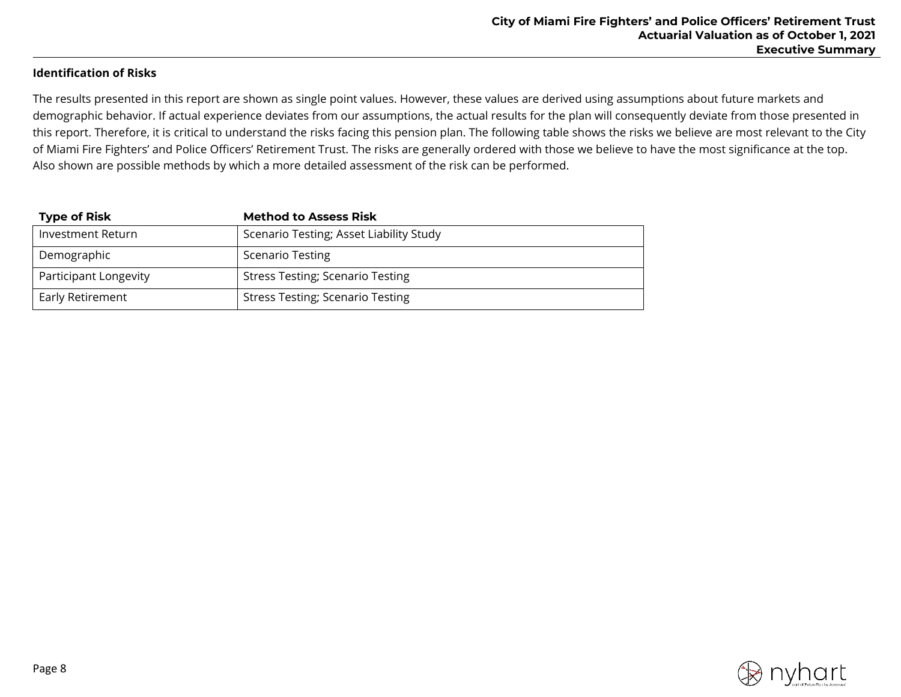### Identification of Risks

The results presented in this report are shown as single point values. However, these values are derived using assumptions about future markets and demographic behavior. If actual experience deviates from our assumptions, the actual results for the plan will consequently deviate from those presented in this report. Therefore, it is critical to understand the risks facing this pension plan. The following table shows the risks we believe are most relevant to the City of Miami Fire Fighters' and Police Officers' Retirement Trust. The risks are generally ordered with those we believe to have the most significance at the top. Also shown are possible methods by which a more detailed assessment of the risk can be performed.

| Type of Risk | Method to Assess Risk |
|---|---|
| Investment Return | Scenario Testing; Asset Liability Study |
| Demographic | Scenario Testing |
| Participant Longevity | Stress Testing; Scenario Testing |
| Early Retirement | Stress Testing; Scenario Testing |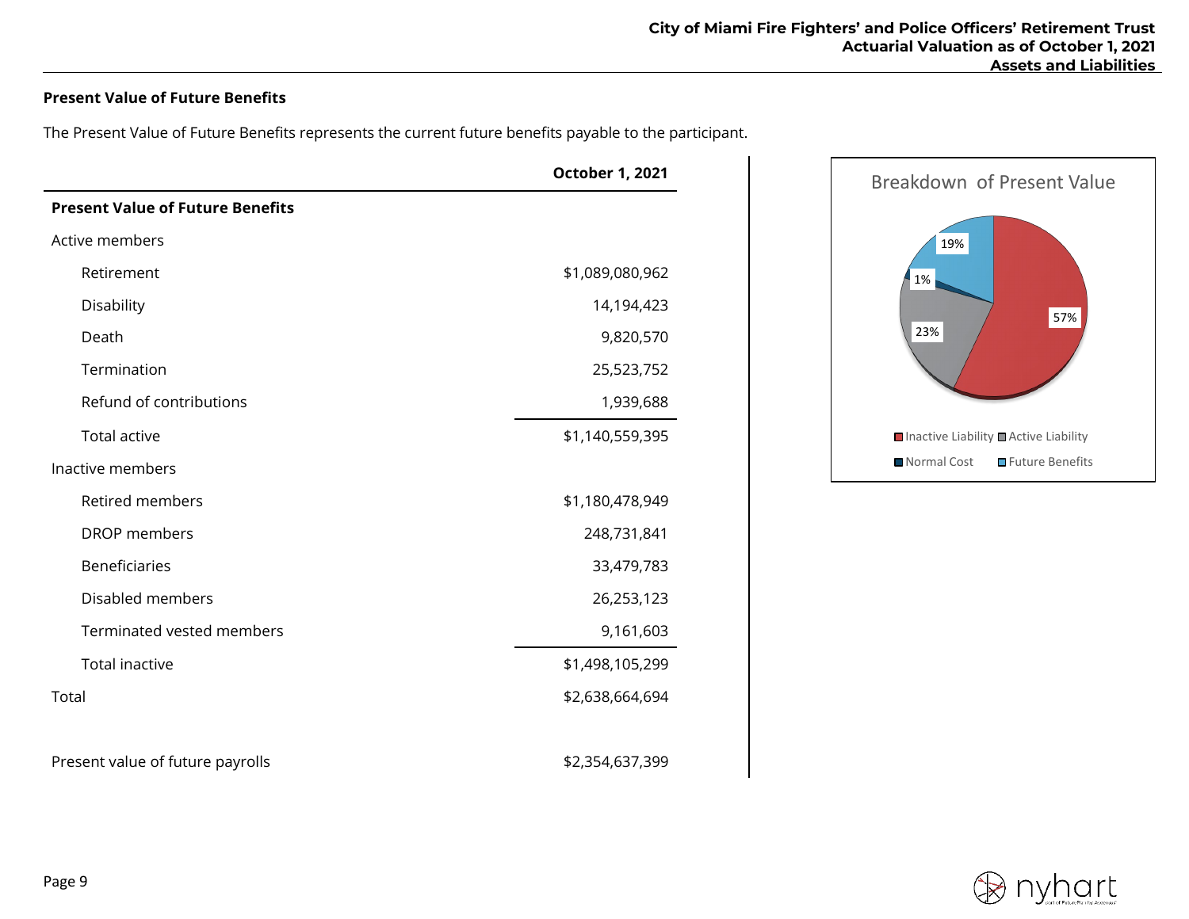## Present Value of Future Benefits

The Present Value of Future Benefits represents the current future benefits payable to the participant.

| | October 1, 2021 |
|---|---|
| **Present Value of Future Benefits** | |
| Active members | |
| Retirement | $1,089,080,962 |
| Disability | 14,194,423 |
| Death | 9,820,570 |
| Termination | 25,523,752 |
| Refund of contributions | 1,939,688 |
| Total active | $1,140,559,395 |
| Inactive members | |
| Retired members | $1,180,478,949 |
| DROP members | 248,731,841 |
| Beneficiaries | 33,479,783 |
| Disabled members | 26,253,123 |
| Terminated vested members | 9,161,603 |
| Total inactive | $1,498,105,299 |
| Total | $2,638,664,694 |
| | |
| Present value of future payrolls | $2,354,637,399 |

Breakdown of Present Value

| Component | Percentage |
|---|---|
| Inactive Liability | 57% |
| Active Liability | 23% |
| Normal Cost | 1% |
| Future Benefits | 19% |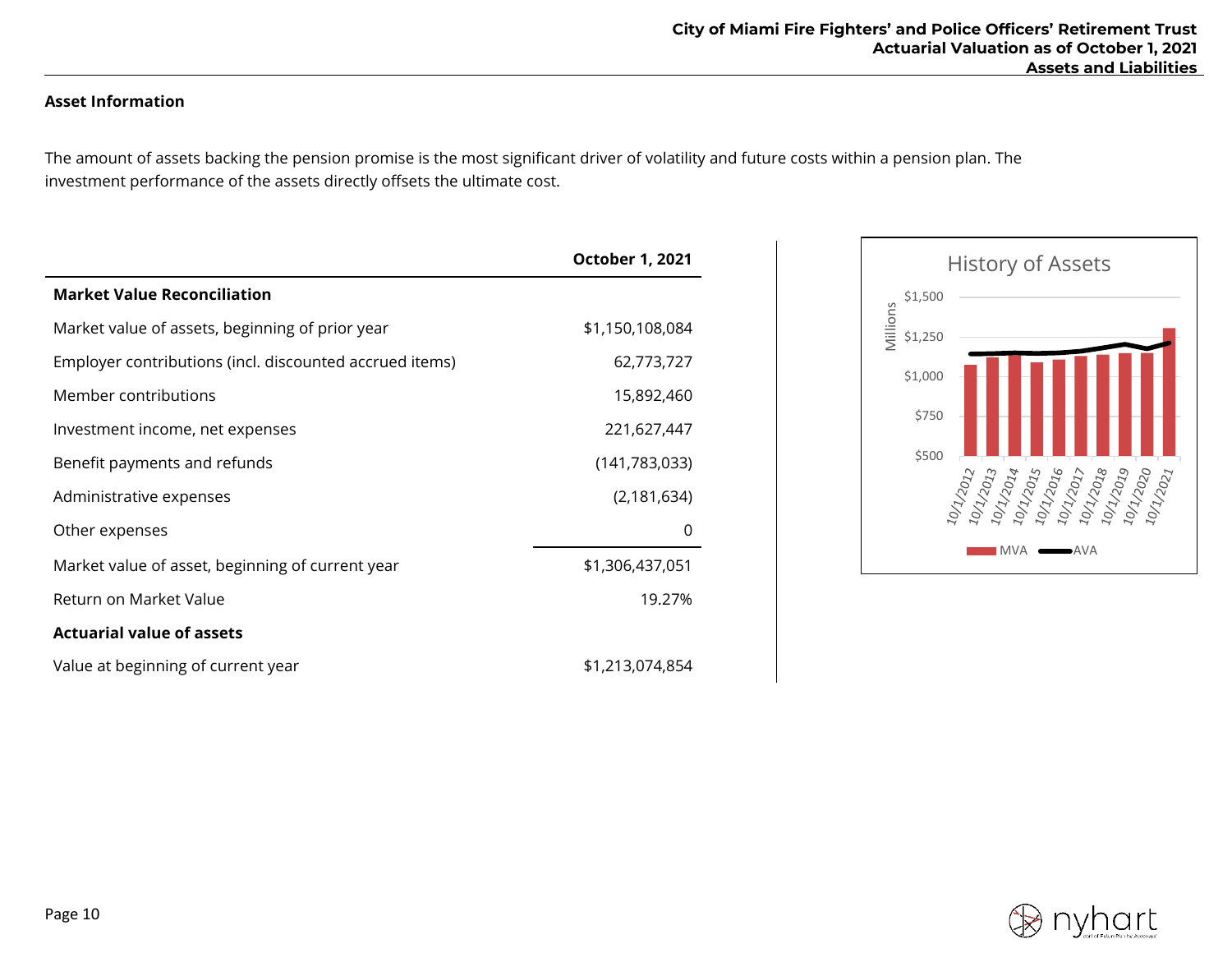## Asset Information

The amount of assets backing the pension promise is the most significant driver of volatility and future costs within a pension plan. The investment performance of the assets directly offsets the ultimate cost.

| | October 1, 2021 |
|---|---|
| **Market Value Reconciliation** | |
| Market value of assets, beginning of prior year | $1,150,108,084 |
| Employer contributions (incl. discounted accrued items) | 62,773,727 |
| Member contributions | 15,892,460 |
| Investment income, net expenses | 221,627,447 |
| Benefit payments and refunds | (141,783,033) |
| Administrative expenses | (2,181,634) |
| Other expenses | 0 |
| Market value of asset, beginning of current year | $1,306,437,051 |
| Return on Market Value | 19.27% |
| **Actuarial value of assets** | |
| Value at beginning of current year | $1,213,074,854 |

History of Assets

Millions; $500, $750, $1,000, $1,250, $1,500

10/1/2012, 10/1/2013, 10/1/2014, 10/1/2015, 10/1/2016, 10/1/2017, 10/1/2018, 10/1/2019, 10/1/2020, 10/1/2021

MVA; AVA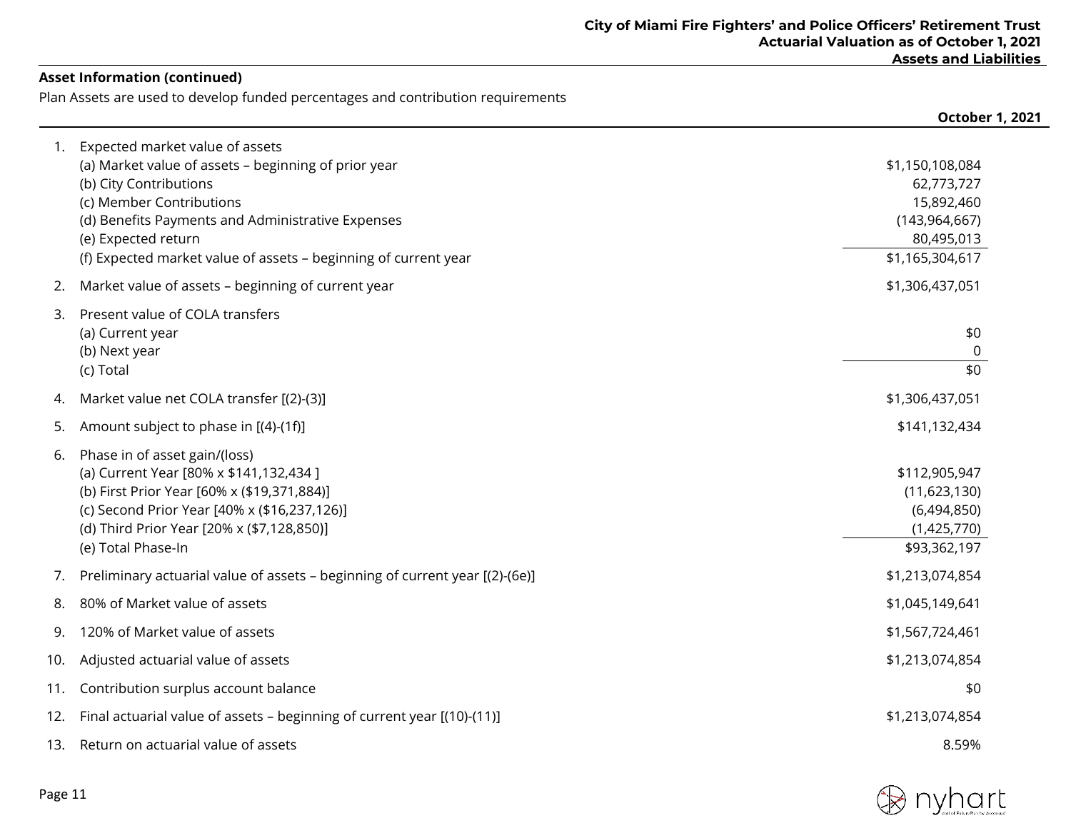**Asset Information (continued)**

Plan Assets are used to develop funded percentages and contribution requirements

| | | October 1, 2021 |
|---|---|---|
| 1. | Expected market value of assets | |
| | (a) Market value of assets – beginning of prior year | $1,150,108,084 |
| | (b) City Contributions | 62,773,727 |
| | (c) Member Contributions | 15,892,460 |
| | (d) Benefits Payments and Administrative Expenses | (143,964,667) |
| | (e) Expected return | 80,495,013 |
| | (f) Expected market value of assets – beginning of current year | $1,165,304,617 |
| 2. | Market value of assets – beginning of current year | $1,306,437,051 |
| 3. | Present value of COLA transfers | |
| | (a) Current year | $0 |
| | (b) Next year | 0 |
| | (c) Total | $0 |
| 4. | Market value net COLA transfer [(2)-(3)] | $1,306,437,051 |
| 5. | Amount subject to phase in [(4)-(1f)] | $141,132,434 |
| 6. | Phase in of asset gain/(loss) | |
| | (a) Current Year [80% x $141,132,434 ] | $112,905,947 |
| | (b) First Prior Year [60% x ($19,371,884)] | (11,623,130) |
| | (c) Second Prior Year [40% x ($16,237,126)] | (6,494,850) |
| | (d) Third Prior Year [20% x ($7,128,850)] | (1,425,770) |
| | (e) Total Phase-In | $93,362,197 |
| 7. | Preliminary actuarial value of assets – beginning of current year [(2)-(6e)] | $1,213,074,854 |
| 8. | 80% of Market value of assets | $1,045,149,641 |
| 9. | 120% of Market value of assets | $1,567,724,461 |
| 10. | Adjusted actuarial value of assets | $1,213,074,854 |
| 11. | Contribution surplus account balance | $0 |
| 12. | Final actuarial value of assets – beginning of current year [(10)-(11)] | $1,213,074,854 |
| 13. | Return on actuarial value of assets | 8.59% |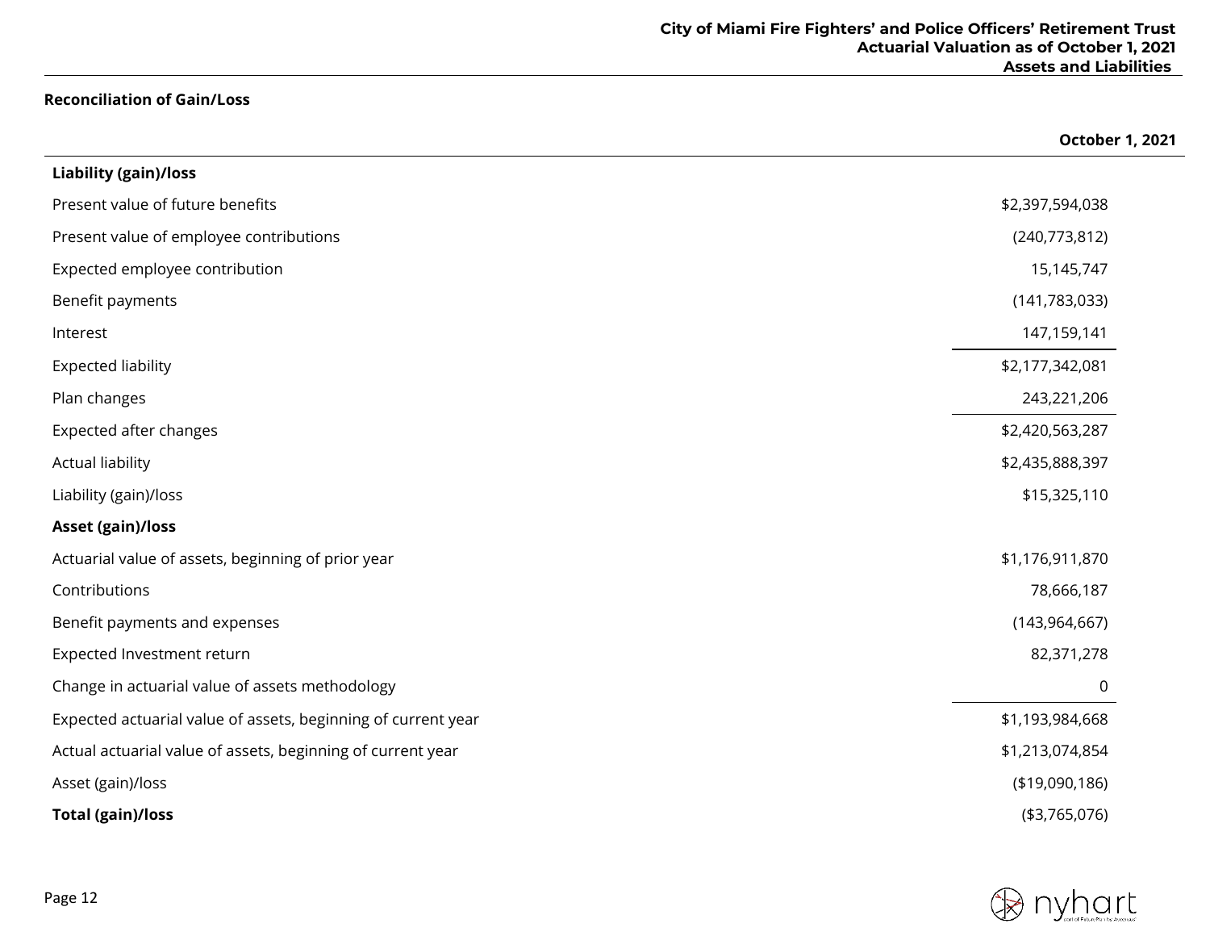## Reconciliation of Gain/Loss

| | October 1, 2021 |
|---|---|
| **Liability (gain)/loss** | |
| Present value of future benefits | $2,397,594,038 |
| Present value of employee contributions | (240,773,812) |
| Expected employee contribution | 15,145,747 |
| Benefit payments | (141,783,033) |
| Interest | 147,159,141 |
| Expected liability | $2,177,342,081 |
| Plan changes | 243,221,206 |
| Expected after changes | $2,420,563,287 |
| Actual liability | $2,435,888,397 |
| Liability (gain)/loss | $15,325,110 |
| **Asset (gain)/loss** | |
| Actuarial value of assets, beginning of prior year | $1,176,911,870 |
| Contributions | 78,666,187 |
| Benefit payments and expenses | (143,964,667) |
| Expected Investment return | 82,371,278 |
| Change in actuarial value of assets methodology | 0 |
| Expected actuarial value of assets, beginning of current year | $1,193,984,668 |
| Actual actuarial value of assets, beginning of current year | $1,213,074,854 |
| Asset (gain)/loss | ($19,090,186) |
| **Total (gain)/loss** | ($3,765,076) |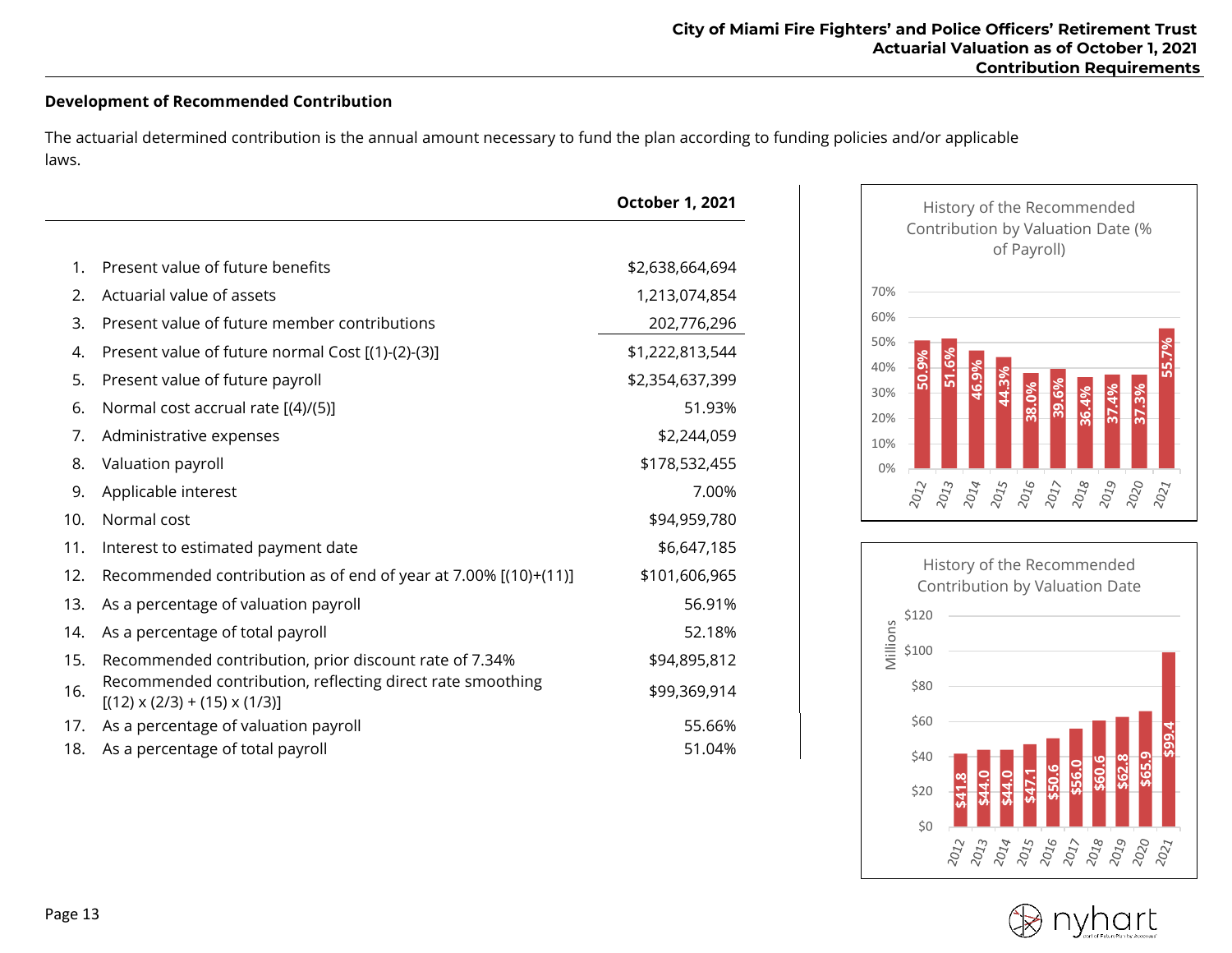## Development of Recommended Contribution

The actuarial determined contribution is the annual amount necessary to fund the plan according to funding policies and/or applicable laws.

| | | October 1, 2021 |
|---|---|---|
| 1. | Present value of future benefits | $2,638,664,694 |
| 2. | Actuarial value of assets | 1,213,074,854 |
| 3. | Present value of future member contributions | 202,776,296 |
| 4. | Present value of future normal Cost [(1)-(2)-(3)] | $1,222,813,544 |
| 5. | Present value of future payroll | $2,354,637,399 |
| 6. | Normal cost accrual rate [(4)/(5)] | 51.93% |
| 7. | Administrative expenses | $2,244,059 |
| 8. | Valuation payroll | $178,532,455 |
| 9. | Applicable interest | 7.00% |
| 10. | Normal cost | $94,959,780 |
| 11. | Interest to estimated payment date | $6,647,185 |
| 12. | Recommended contribution as of end of year at 7.00% [(10)+(11)] | $101,606,965 |
| 13. | As a percentage of valuation payroll | 56.91% |
| 14. | As a percentage of total payroll | 52.18% |
| 15. | Recommended contribution, prior discount rate of 7.34% | $94,895,812 |
| 16. | Recommended contribution, reflecting direct rate smoothing [(12) x (2/3) + (15) x (1/3)] | $99,369,914 |
| 17. | As a percentage of valuation payroll | 55.66% |
| 18. | As a percentage of total payroll | 51.04% |

**History of the Recommended Contribution by Valuation Date (% of Payroll)**

| 2012 | 2013 | 2014 | 2015 | 2016 | 2017 | 2018 | 2019 | 2020 | 2021 |
|---|---|---|---|---|---|---|---|---|---|
| 50.9% | 51.6% | 46.9% | 44.3% | 38.0% | 39.6% | 36.4% | 37.4% | 37.3% | 55.7% |

**History of the Recommended Contribution by Valuation Date** (Millions)

| 2012 | 2013 | 2014 | 2015 | 2016 | 2017 | 2018 | 2019 | 2020 | 2021 |
|---|---|---|---|---|---|---|---|---|---|
| $41.8 | $44.0 | $44.0 | $47.1 | $50.6 | $56.0 | $60.6 | $62.8 | $65.9 | $99.4 |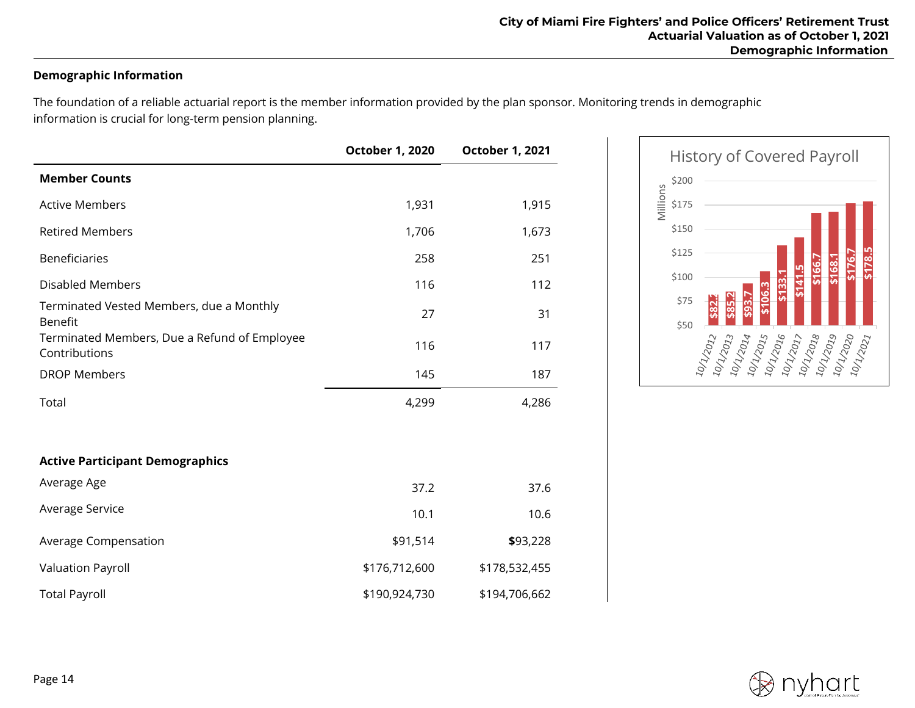## Demographic Information

The foundation of a reliable actuarial report is the member information provided by the plan sponsor. Monitoring trends in demographic information is crucial for long-term pension planning.

| | October 1, 2020 | October 1, 2021 |
|---|---|---|
| **Member Counts** | | |
| Active Members | 1,931 | 1,915 |
| Retired Members | 1,706 | 1,673 |
| Beneficiaries | 258 | 251 |
| Disabled Members | 116 | 112 |
| Terminated Vested Members, due a Monthly Benefit | 27 | 31 |
| Terminated Members, Due a Refund of Employee Contributions | 116 | 117 |
| DROP Members | 145 | 187 |
| Total | 4,299 | 4,286 |
| | | |
| **Active Participant Demographics** | | |
| Average Age | 37.2 | 37.6 |
| Average Service | 10.1 | 10.6 |
| Average Compensation | $91,514 | $93,228 |
| Valuation Payroll | $176,712,600 | $178,532,455 |
| Total Payroll | $190,924,730 | $194,706,662 |

**History of Covered Payroll** (Millions)

| Date | Covered Payroll |
|---|---|
| 10/1/2012 | $82.2 |
| 10/1/2013 | $85.2 |
| 10/1/2014 | $93.7 |
| 10/1/2015 | $106.3 |
| 10/1/2016 | $133.1 |
| 10/1/2017 | $141.5 |
| 10/1/2018 | $166.7 |
| 10/1/2019 | $168.1 |
| 10/1/2020 | $176.7 |
| 10/1/2021 | $178.5 |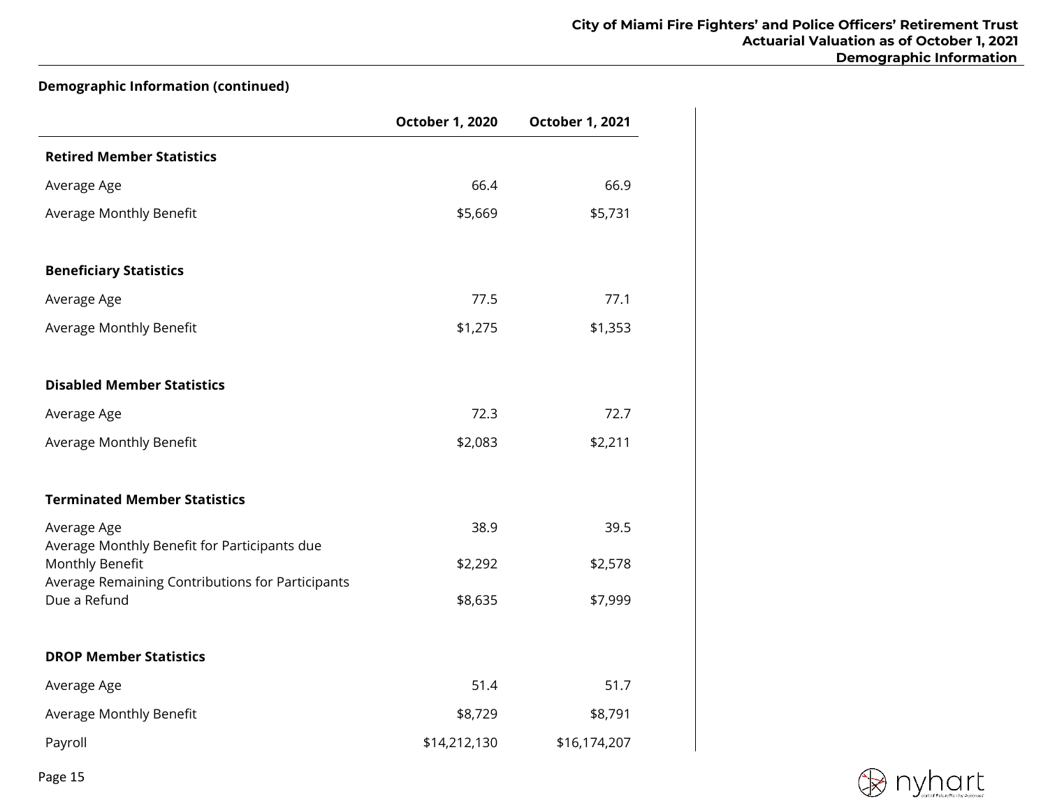**Demographic Information (continued)**

| | October 1, 2020 | October 1, 2021 |
|---|---|---|
| **Retired Member Statistics** | | |
| Average Age | 66.4 | 66.9 |
| Average Monthly Benefit | $5,669 | $5,731 |
| **Beneficiary Statistics** | | |
| Average Age | 77.5 | 77.1 |
| Average Monthly Benefit | $1,275 | $1,353 |
| **Disabled Member Statistics** | | |
| Average Age | 72.3 | 72.7 |
| Average Monthly Benefit | $2,083 | $2,211 |
| **Terminated Member Statistics** | | |
| Average Age | 38.9 | 39.5 |
| Average Monthly Benefit for Participants due Monthly Benefit | $2,292 | $2,578 |
| Average Remaining Contributions for Participants Due a Refund | $8,635 | $7,999 |
| **DROP Member Statistics** | | |
| Average Age | 51.4 | 51.7 |
| Average Monthly Benefit | $8,729 | $8,791 |
| Payroll | $14,212,130 | $16,174,207 |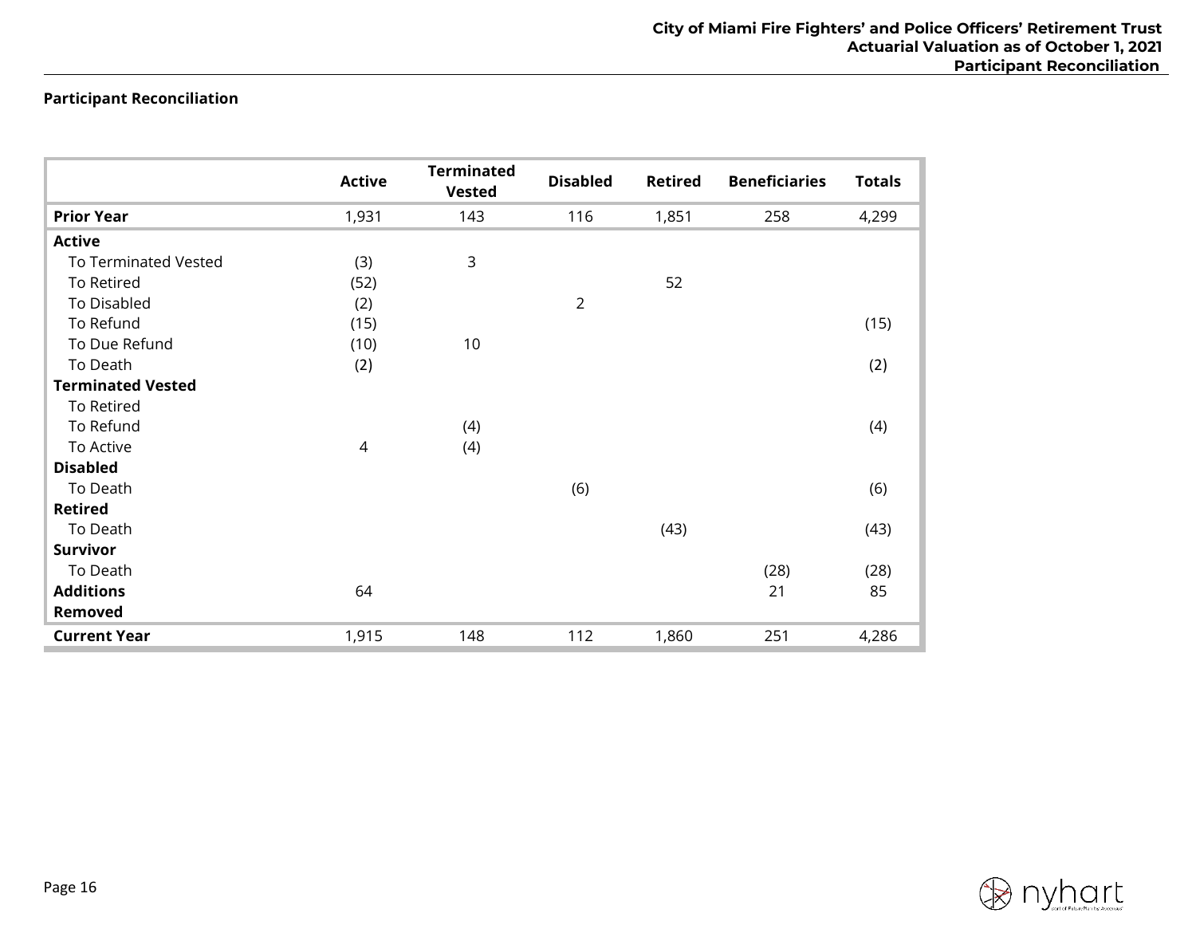## Participant Reconciliation

| | Active | Terminated Vested | Disabled | Retired | Beneficiaries | Totals |
|---|---|---|---|---|---|---|
| **Prior Year** | 1,931 | 143 | 116 | 1,851 | 258 | 4,299 |
| **Active** | | | | | | |
| To Terminated Vested | (3) | 3 | | | | |
| To Retired | (52) | | | 52 | | |
| To Disabled | (2) | | 2 | | | |
| To Refund | (15) | | | | | (15) |
| To Due Refund | (10) | 10 | | | | |
| To Death | (2) | | | | | (2) |
| **Terminated Vested** | | | | | | |
| To Retired | | | | | | |
| To Refund | | (4) | | | | (4) |
| To Active | 4 | (4) | | | | |
| **Disabled** | | | | | | |
| To Death | | | (6) | | | (6) |
| **Retired** | | | | | | |
| To Death | | | | (43) | | (43) |
| **Survivor** | | | | | | |
| To Death | | | | | (28) | (28) |
| **Additions** | 64 | | | | 21 | 85 |
| **Removed** | | | | | | |
| **Current Year** | 1,915 | 148 | 112 | 1,860 | 251 | 4,286 |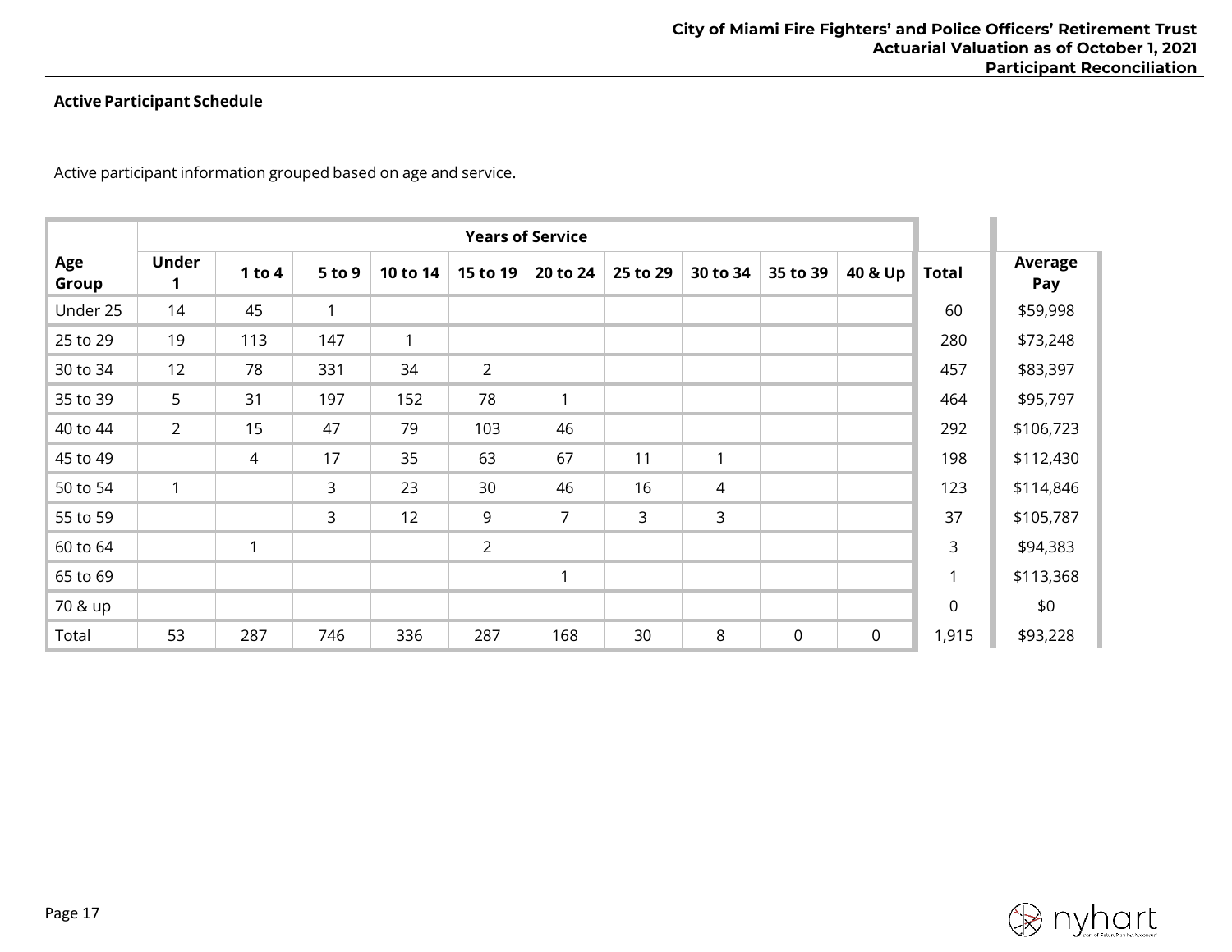### Active Participant Schedule

Active participant information grouped based on age and service.

| | Years of Service | | | | | | | | | | | |
|---|---|---|---|---|---|---|---|---|---|---|---|---|
| Age Group | Under 1 | 1 to 4 | 5 to 9 | 10 to 14 | 15 to 19 | 20 to 24 | 25 to 29 | 30 to 34 | 35 to 39 | 40 & Up | Total | Average Pay |
| Under 25 | 14 | 45 | 1 | | | | | | | | 60 | $59,998 |
| 25 to 29 | 19 | 113 | 147 | 1 | | | | | | | 280 | $73,248 |
| 30 to 34 | 12 | 78 | 331 | 34 | 2 | | | | | | 457 | $83,397 |
| 35 to 39 | 5 | 31 | 197 | 152 | 78 | 1 | | | | | 464 | $95,797 |
| 40 to 44 | 2 | 15 | 47 | 79 | 103 | 46 | | | | | 292 | $106,723 |
| 45 to 49 | | 4 | 17 | 35 | 63 | 67 | 11 | 1 | | | 198 | $112,430 |
| 50 to 54 | 1 | | 3 | 23 | 30 | 46 | 16 | 4 | | | 123 | $114,846 |
| 55 to 59 | | | 3 | 12 | 9 | 7 | 3 | 3 | | | 37 | $105,787 |
| 60 to 64 | | 1 | | | 2 | | | | | | 3 | $94,383 |
| 65 to 69 | | | | | | 1 | | | | | 1 | $113,368 |
| 70 & up | | | | | | | | | | | 0 | $0 |
| Total | 53 | 287 | 746 | 336 | 287 | 168 | 30 | 8 | 0 | 0 | 1,915 | $93,228 |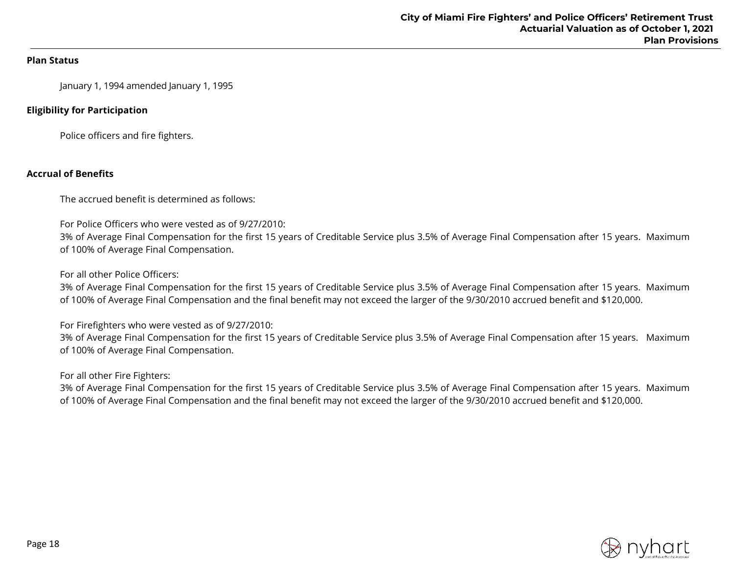## Plan Status

January 1, 1994 amended January 1, 1995

## Eligibility for Participation

Police officers and fire fighters.

## Accrual of Benefits

The accrued benefit is determined as follows:

For Police Officers who were vested as of 9/27/2010:
3% of Average Final Compensation for the first 15 years of Creditable Service plus 3.5% of Average Final Compensation after 15 years. Maximum of 100% of Average Final Compensation.

For all other Police Officers:
3% of Average Final Compensation for the first 15 years of Creditable Service plus 3.5% of Average Final Compensation after 15 years. Maximum of 100% of Average Final Compensation and the final benefit may not exceed the larger of the 9/30/2010 accrued benefit and $120,000.

For Firefighters who were vested as of 9/27/2010:
3% of Average Final Compensation for the first 15 years of Creditable Service plus 3.5% of Average Final Compensation after 15 years. Maximum of 100% of Average Final Compensation.

For all other Fire Fighters:
3% of Average Final Compensation for the first 15 years of Creditable Service plus 3.5% of Average Final Compensation after 15 years. Maximum of 100% of Average Final Compensation and the final benefit may not exceed the larger of the 9/30/2010 accrued benefit and $120,000.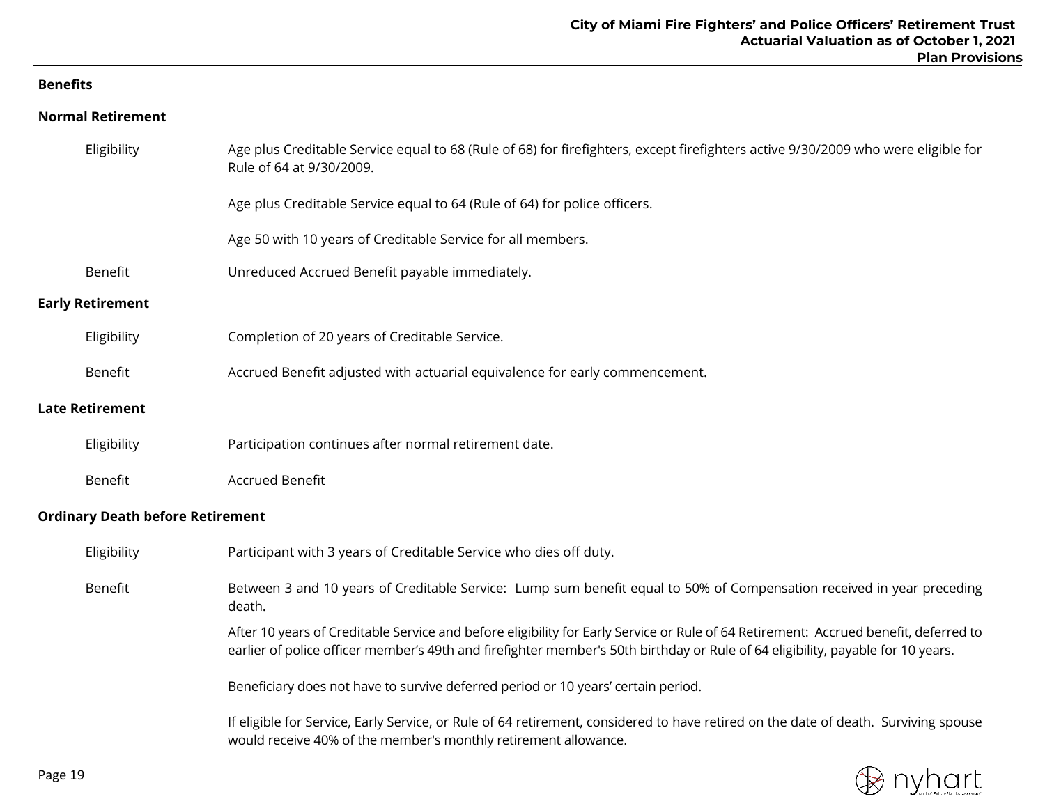## Benefits

### Normal Retirement

| | |
|---|---|
| Eligibility | Age plus Creditable Service equal to 68 (Rule of 68) for firefighters, except firefighters active 9/30/2009 who were eligible for Rule of 64 at 9/30/2009.<br><br>Age plus Creditable Service equal to 64 (Rule of 64) for police officers.<br><br>Age 50 with 10 years of Creditable Service for all members. |
| Benefit | Unreduced Accrued Benefit payable immediately. |

### Early Retirement

| | |
|---|---|
| Eligibility | Completion of 20 years of Creditable Service. |
| Benefit | Accrued Benefit adjusted with actuarial equivalence for early commencement. |

### Late Retirement

| | |
|---|---|
| Eligibility | Participation continues after normal retirement date. |
| Benefit | Accrued Benefit |

### Ordinary Death before Retirement

| | |
|---|---|
| Eligibility | Participant with 3 years of Creditable Service who dies off duty. |
| Benefit | Between 3 and 10 years of Creditable Service: Lump sum benefit equal to 50% of Compensation received in year preceding death.<br><br>After 10 years of Creditable Service and before eligibility for Early Service or Rule of 64 Retirement: Accrued benefit, deferred to earlier of police officer member's 49th and firefighter member's 50th birthday or Rule of 64 eligibility, payable for 10 years.<br><br>Beneficiary does not have to survive deferred period or 10 years' certain period.<br><br>If eligible for Service, Early Service, or Rule of 64 retirement, considered to have retired on the date of death. Surviving spouse would receive 40% of the member's monthly retirement allowance. |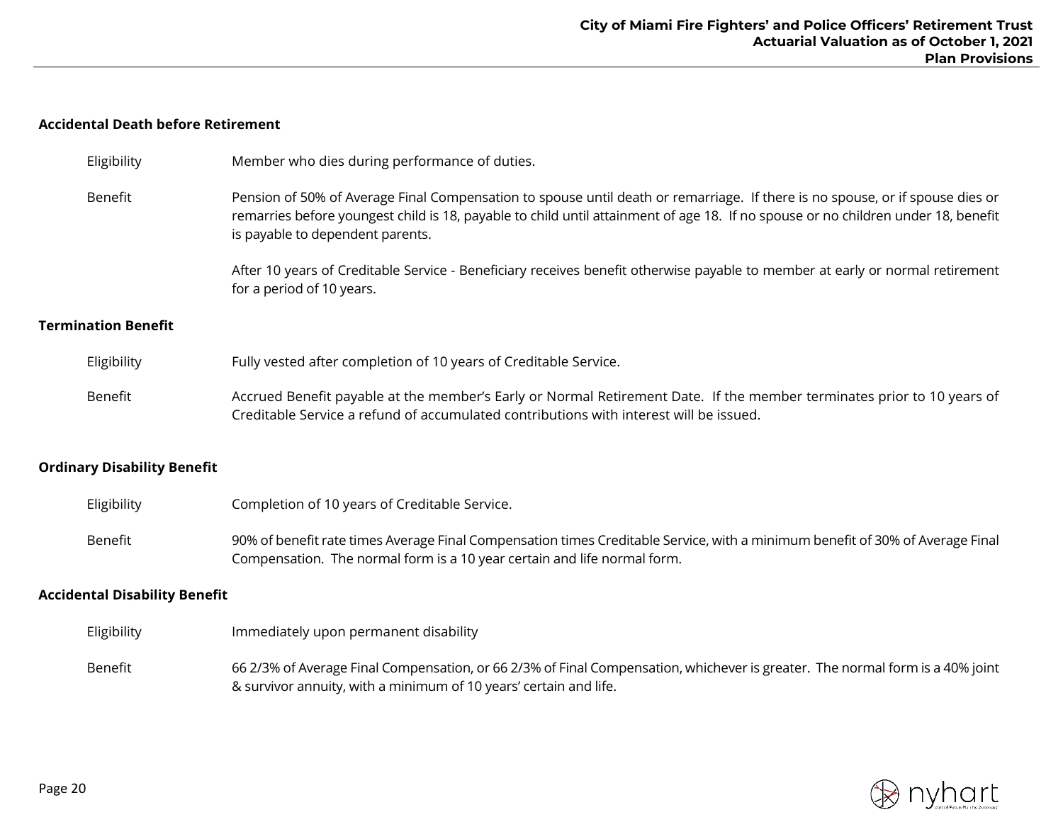### Accidental Death before Retirement

Eligibility: Member who dies during performance of duties.

Benefit: Pension of 50% of Average Final Compensation to spouse until death or remarriage. If there is no spouse, or if spouse dies or remarries before youngest child is 18, payable to child until attainment of age 18. If no spouse or no children under 18, benefit is payable to dependent parents.

After 10 years of Creditable Service - Beneficiary receives benefit otherwise payable to member at early or normal retirement for a period of 10 years.

### Termination Benefit

Eligibility: Fully vested after completion of 10 years of Creditable Service.

Benefit: Accrued Benefit payable at the member's Early or Normal Retirement Date. If the member terminates prior to 10 years of Creditable Service a refund of accumulated contributions with interest will be issued.

### Ordinary Disability Benefit

Eligibility: Completion of 10 years of Creditable Service.

Benefit: 90% of benefit rate times Average Final Compensation times Creditable Service, with a minimum benefit of 30% of Average Final Compensation. The normal form is a 10 year certain and life normal form.

### Accidental Disability Benefit

Eligibility: Immediately upon permanent disability

Benefit: 66 2/3% of Average Final Compensation, or 66 2/3% of Final Compensation, whichever is greater. The normal form is a 40% joint & survivor annuity, with a minimum of 10 years' certain and life.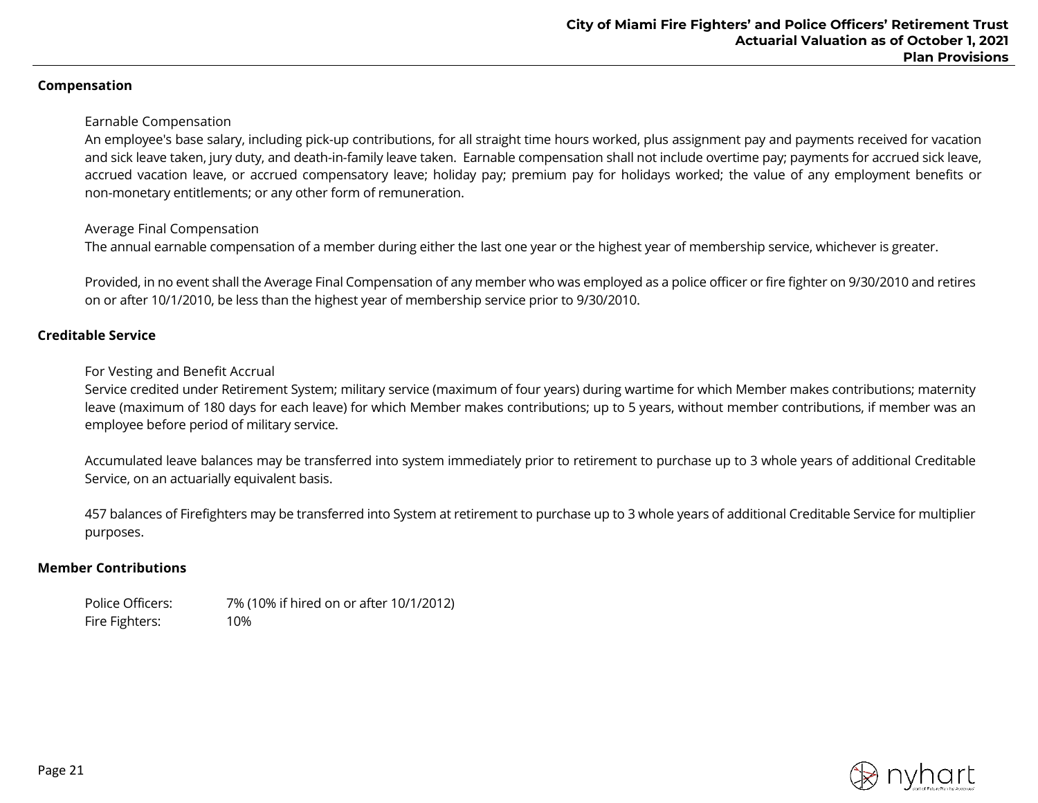## Compensation

Earnable Compensation

An employee's base salary, including pick-up contributions, for all straight time hours worked, plus assignment pay and payments received for vacation and sick leave taken, jury duty, and death-in-family leave taken. Earnable compensation shall not include overtime pay; payments for accrued sick leave, accrued vacation leave, or accrued compensatory leave; holiday pay; premium pay for holidays worked; the value of any employment benefits or non-monetary entitlements; or any other form of remuneration.

Average Final Compensation

The annual earnable compensation of a member during either the last one year or the highest year of membership service, whichever is greater.

Provided, in no event shall the Average Final Compensation of any member who was employed as a police officer or fire fighter on 9/30/2010 and retires on or after 10/1/2010, be less than the highest year of membership service prior to 9/30/2010.

## Creditable Service

For Vesting and Benefit Accrual

Service credited under Retirement System; military service (maximum of four years) during wartime for which Member makes contributions; maternity leave (maximum of 180 days for each leave) for which Member makes contributions; up to 5 years, without member contributions, if member was an employee before period of military service.

Accumulated leave balances may be transferred into system immediately prior to retirement to purchase up to 3 whole years of additional Creditable Service, on an actuarially equivalent basis.

457 balances of Firefighters may be transferred into System at retirement to purchase up to 3 whole years of additional Creditable Service for multiplier purposes.

## Member Contributions

| | |
|---|---|
| Police Officers: | 7% (10% if hired on or after 10/1/2012) |
| Fire Fighters: | 10% |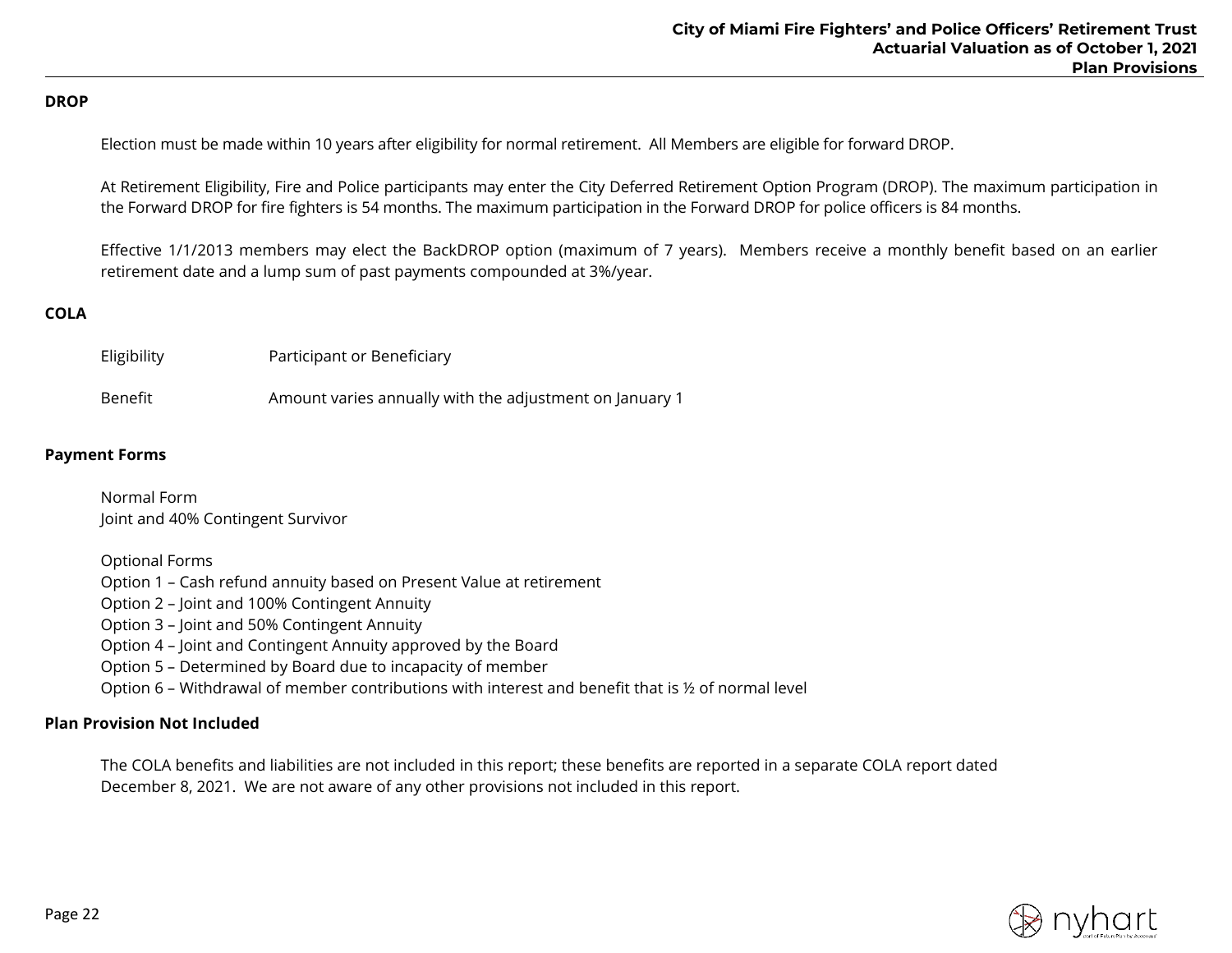## DROP

Election must be made within 10 years after eligibility for normal retirement. All Members are eligible for forward DROP.

At Retirement Eligibility, Fire and Police participants may enter the City Deferred Retirement Option Program (DROP). The maximum participation in the Forward DROP for fire fighters is 54 months. The maximum participation in the Forward DROP for police officers is 84 months.

Effective 1/1/2013 members may elect the BackDROP option (maximum of 7 years). Members receive a monthly benefit based on an earlier retirement date and a lump sum of past payments compounded at 3%/year.

## COLA

| | |
|---|---|
| Eligibility | Participant or Beneficiary |
| Benefit | Amount varies annually with the adjustment on January 1 |

## Payment Forms

Normal Form
Joint and 40% Contingent Survivor

Optional Forms
Option 1 – Cash refund annuity based on Present Value at retirement
Option 2 – Joint and 100% Contingent Annuity
Option 3 – Joint and 50% Contingent Annuity
Option 4 – Joint and Contingent Annuity approved by the Board
Option 5 – Determined by Board due to incapacity of member
Option 6 – Withdrawal of member contributions with interest and benefit that is ½ of normal level

## Plan Provision Not Included

The COLA benefits and liabilities are not included in this report; these benefits are reported in a separate COLA report dated December 8, 2021. We are not aware of any other provisions not included in this report.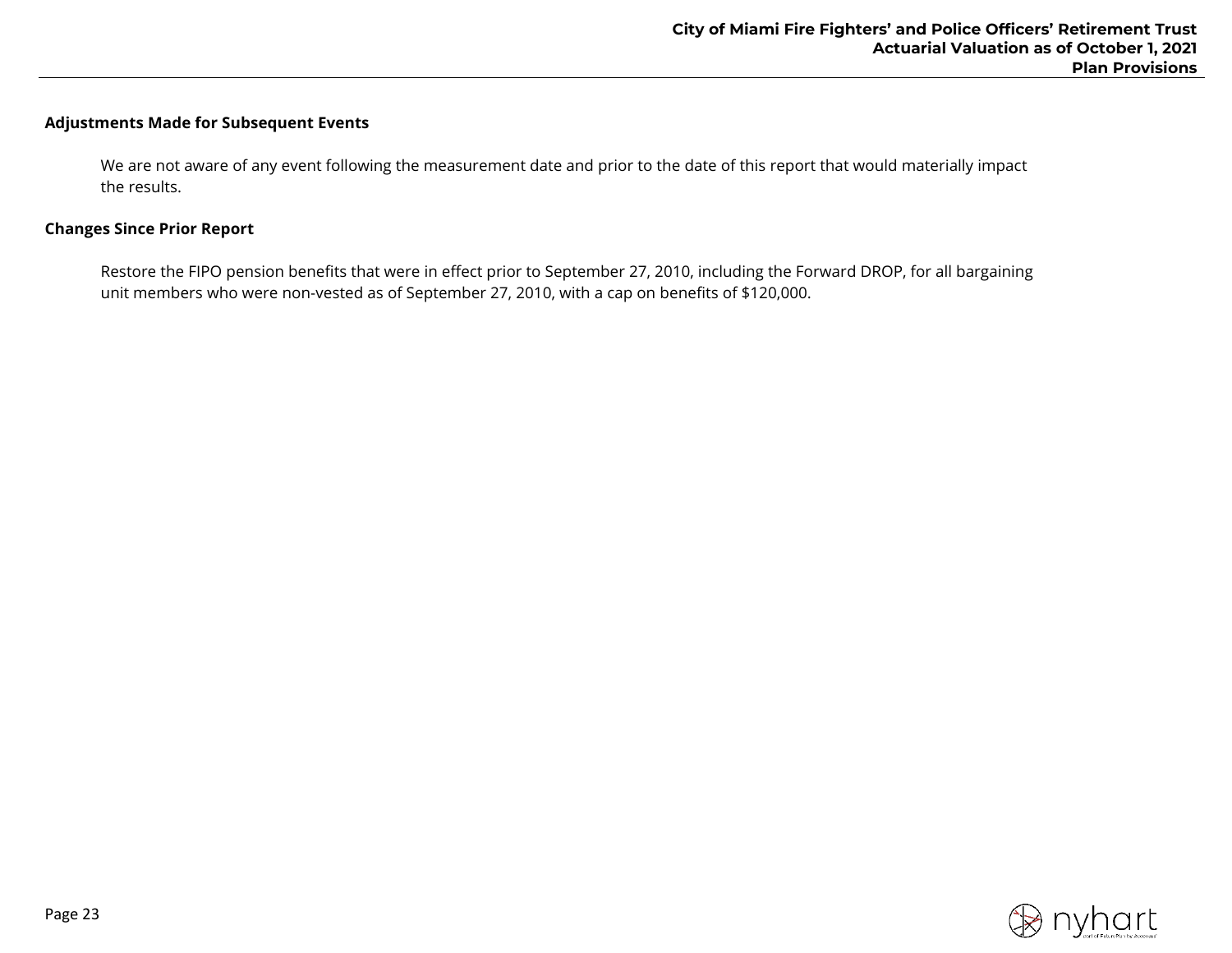**Adjustments Made for Subsequent Events**

We are not aware of any event following the measurement date and prior to the date of this report that would materially impact the results.

**Changes Since Prior Report**

Restore the FIPO pension benefits that were in effect prior to September 27, 2010, including the Forward DROP, for all bargaining unit members who were non-vested as of September 27, 2010, with a cap on benefits of $120,000.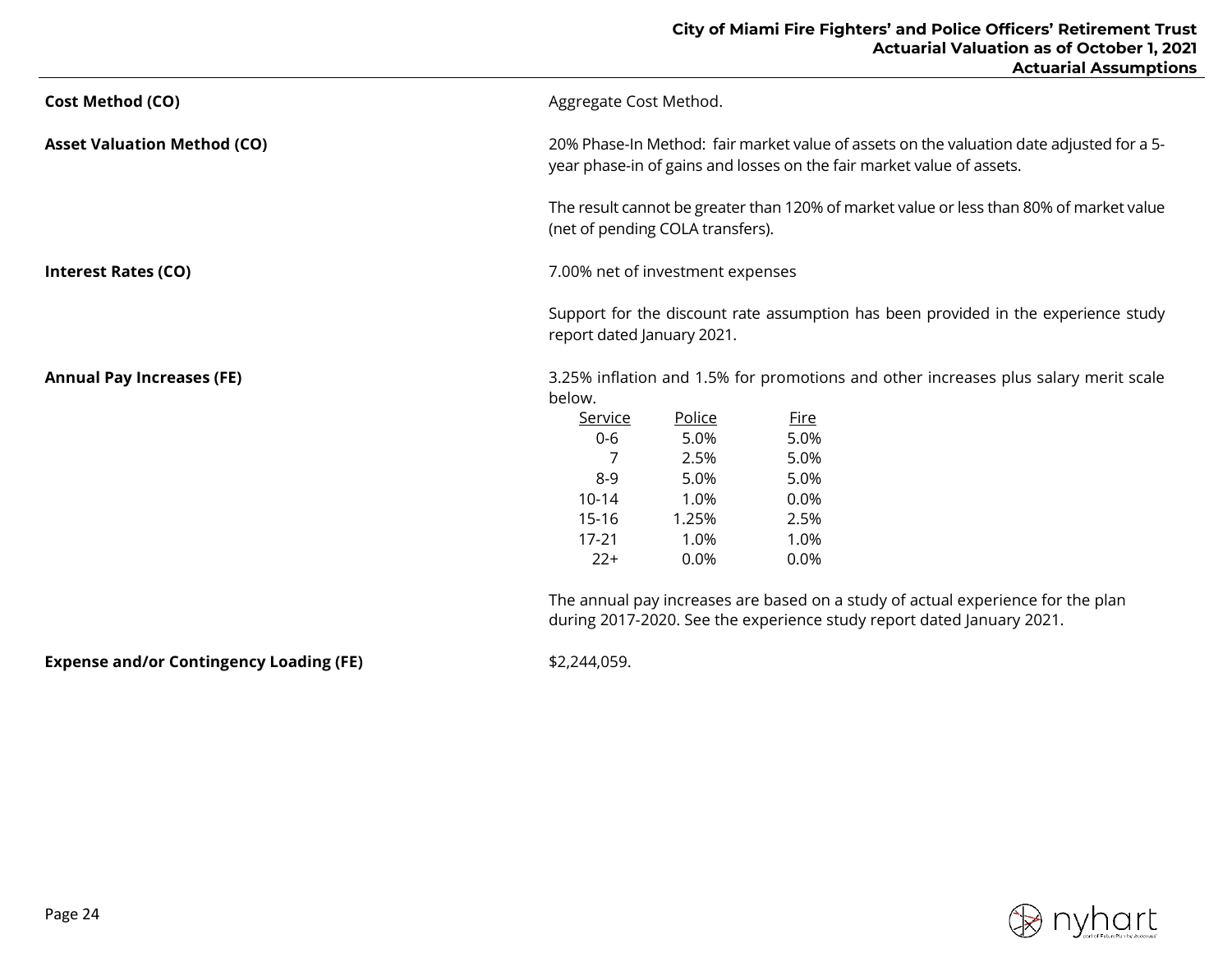**Cost Method (CO)**

Aggregate Cost Method.

**Asset Valuation Method (CO)**

20% Phase-In Method: fair market value of assets on the valuation date adjusted for a 5-year phase-in of gains and losses on the fair market value of assets.

The result cannot be greater than 120% of market value or less than 80% of market value (net of pending COLA transfers).

**Interest Rates (CO)**

7.00% net of investment expenses

Support for the discount rate assumption has been provided in the experience study report dated January 2021.

**Annual Pay Increases (FE)**

3.25% inflation and 1.5% for promotions and other increases plus salary merit scale below.

| Service | Police | Fire |
|---|---|---|
| 0-6 | 5.0% | 5.0% |
| 7 | 2.5% | 5.0% |
| 8-9 | 5.0% | 5.0% |
| 10-14 | 1.0% | 0.0% |
| 15-16 | 1.25% | 2.5% |
| 17-21 | 1.0% | 1.0% |
| 22+ | 0.0% | 0.0% |

The annual pay increases are based on a study of actual experience for the plan during 2017-2020. See the experience study report dated January 2021.

**Expense and/or Contingency Loading (FE)**

$2,244,059.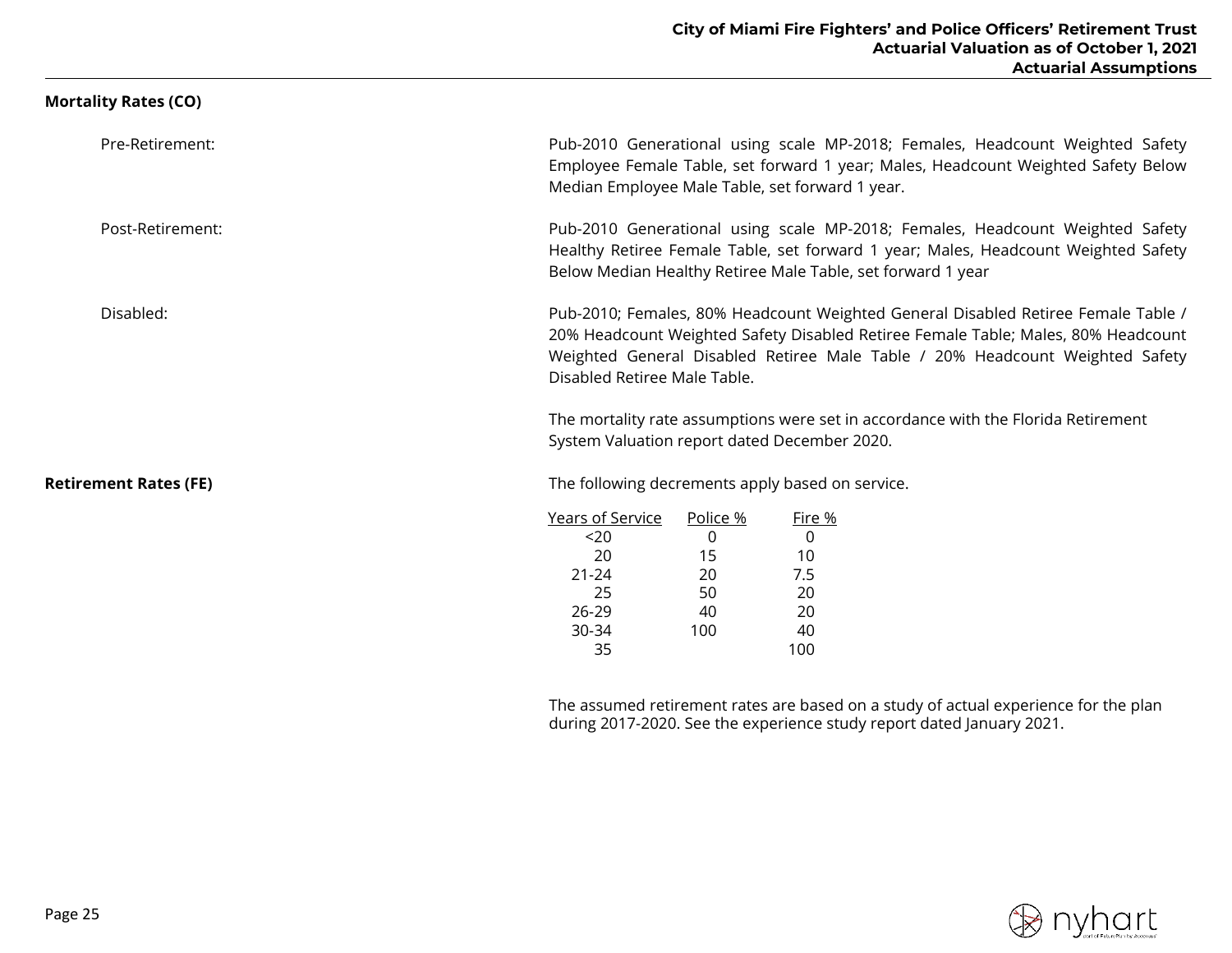**Mortality Rates (CO)**

Pre-Retirement: Pub-2010 Generational using scale MP-2018; Females, Headcount Weighted Safety Employee Female Table, set forward 1 year; Males, Headcount Weighted Safety Below Median Employee Male Table, set forward 1 year.

Post-Retirement: Pub-2010 Generational using scale MP-2018; Females, Headcount Weighted Safety Healthy Retiree Female Table, set forward 1 year; Males, Headcount Weighted Safety Below Median Healthy Retiree Male Table, set forward 1 year

Disabled: Pub-2010; Females, 80% Headcount Weighted General Disabled Retiree Female Table / 20% Headcount Weighted Safety Disabled Retiree Female Table; Males, 80% Headcount Weighted General Disabled Retiree Male Table / 20% Headcount Weighted Safety Disabled Retiree Male Table.

The mortality rate assumptions were set in accordance with the Florida Retirement System Valuation report dated December 2020.

**Retirement Rates (FE)**

The following decrements apply based on service.

| Years of Service | Police % | Fire % |
|---|---|---|
| <20 | 0 | 0 |
| 20 | 15 | 10 |
| 21-24 | 20 | 7.5 |
| 25 | 50 | 20 |
| 26-29 | 40 | 20 |
| 30-34 | 100 | 40 |
| 35 | | 100 |

The assumed retirement rates are based on a study of actual experience for the plan during 2017-2020. See the experience study report dated January 2021.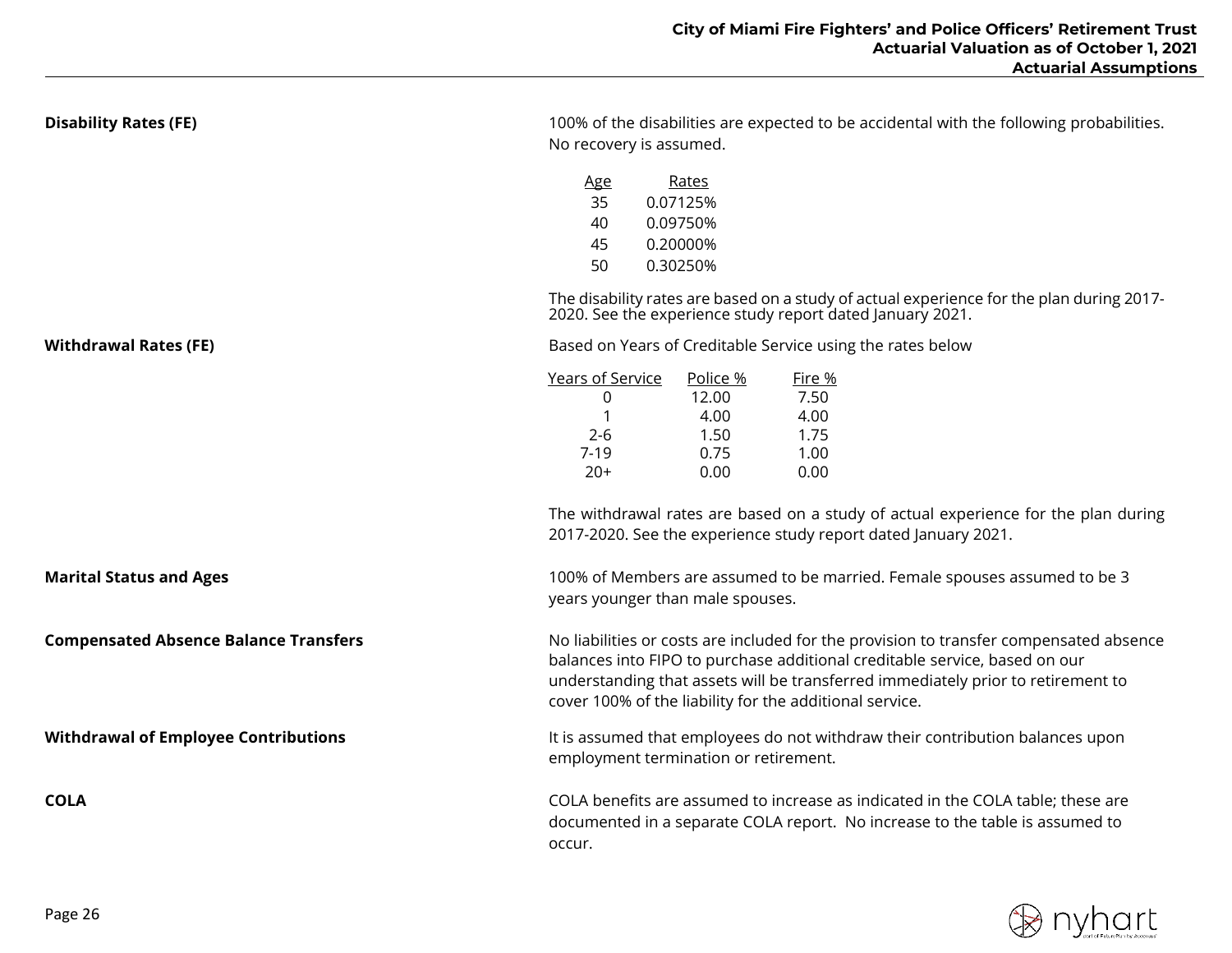**Disability Rates (FE)**

100% of the disabilities are expected to be accidental with the following probabilities. No recovery is assumed.

| Age | Rates |
|---|---|
| 35 | 0.07125% |
| 40 | 0.09750% |
| 45 | 0.20000% |
| 50 | 0.30250% |

The disability rates are based on a study of actual experience for the plan during 2017-2020. See the experience study report dated January 2021.

**Withdrawal Rates (FE)**

Based on Years of Creditable Service using the rates below

| Years of Service | Police % | Fire % |
|---|---|---|
| 0 | 12.00 | 7.50 |
| 1 | 4.00 | 4.00 |
| 2-6 | 1.50 | 1.75 |
| 7-19 | 0.75 | 1.00 |
| 20+ | 0.00 | 0.00 |

The withdrawal rates are based on a study of actual experience for the plan during 2017-2020. See the experience study report dated January 2021.

**Marital Status and Ages**

100% of Members are assumed to be married. Female spouses assumed to be 3 years younger than male spouses.

**Compensated Absence Balance Transfers**

No liabilities or costs are included for the provision to transfer compensated absence balances into FIPO to purchase additional creditable service, based on our understanding that assets will be transferred immediately prior to retirement to cover 100% of the liability for the additional service.

**Withdrawal of Employee Contributions**

It is assumed that employees do not withdraw their contribution balances upon employment termination or retirement.

**COLA**

COLA benefits are assumed to increase as indicated in the COLA table; these are documented in a separate COLA report. No increase to the table is assumed to occur.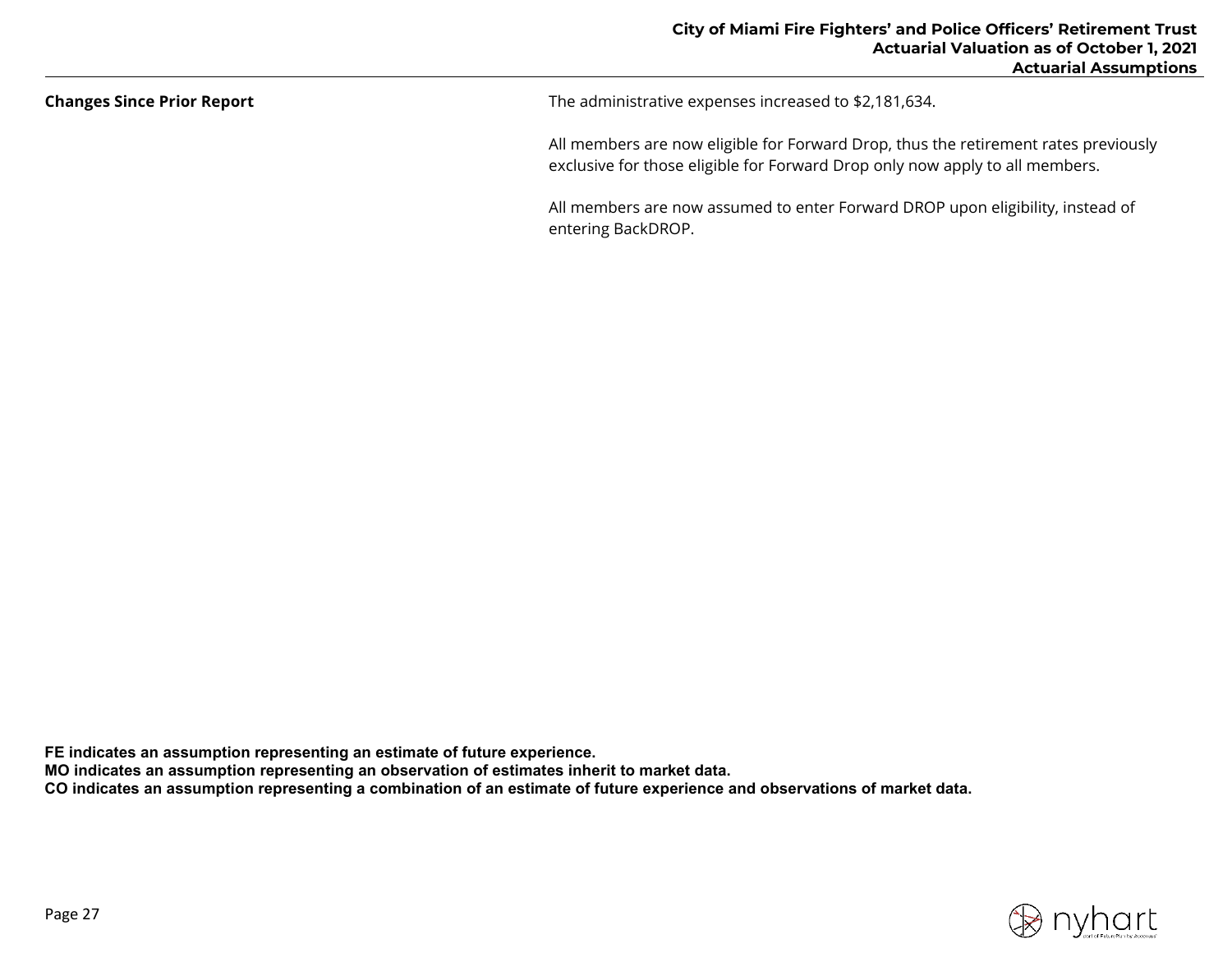**Changes Since Prior Report**

The administrative expenses increased to $2,181,634.

All members are now eligible for Forward Drop, thus the retirement rates previously exclusive for those eligible for Forward Drop only now apply to all members.

All members are now assumed to enter Forward DROP upon eligibility, instead of entering BackDROP.

**FE indicates an assumption representing an estimate of future experience.**
**MO indicates an assumption representing an observation of estimates inherit to market data.**
**CO indicates an assumption representing a combination of an estimate of future experience and observations of market data.**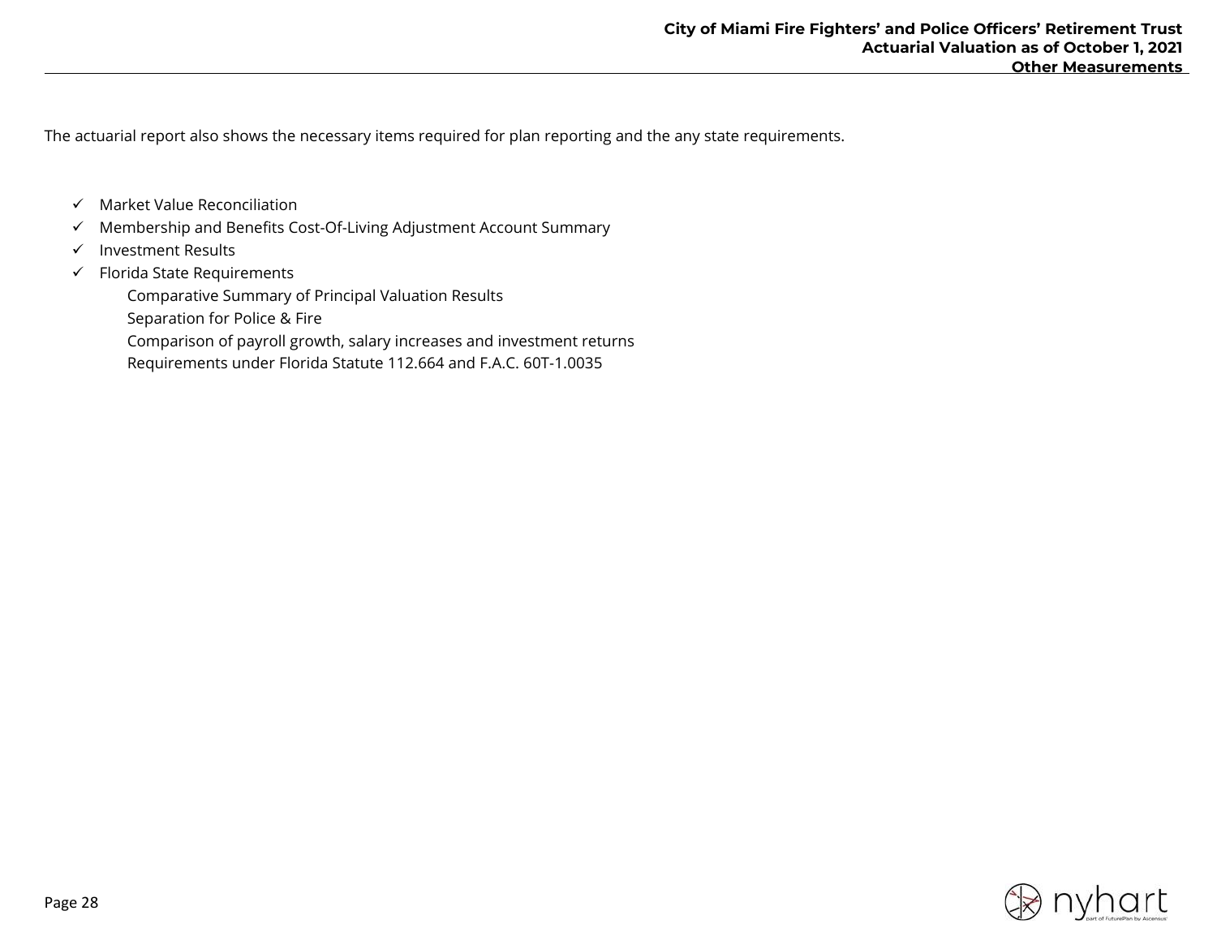The actuarial report also shows the necessary items required for plan reporting and the any state requirements.

- ✓ Market Value Reconciliation
- ✓ Membership and Benefits Cost-Of-Living Adjustment Account Summary
- ✓ Investment Results
- ✓ Florida State Requirements
  - Comparative Summary of Principal Valuation Results
  - Separation for Police & Fire
  - Comparison of payroll growth, salary increases and investment returns
  - Requirements under Florida Statute 112.664 and F.A.C. 60T-1.0035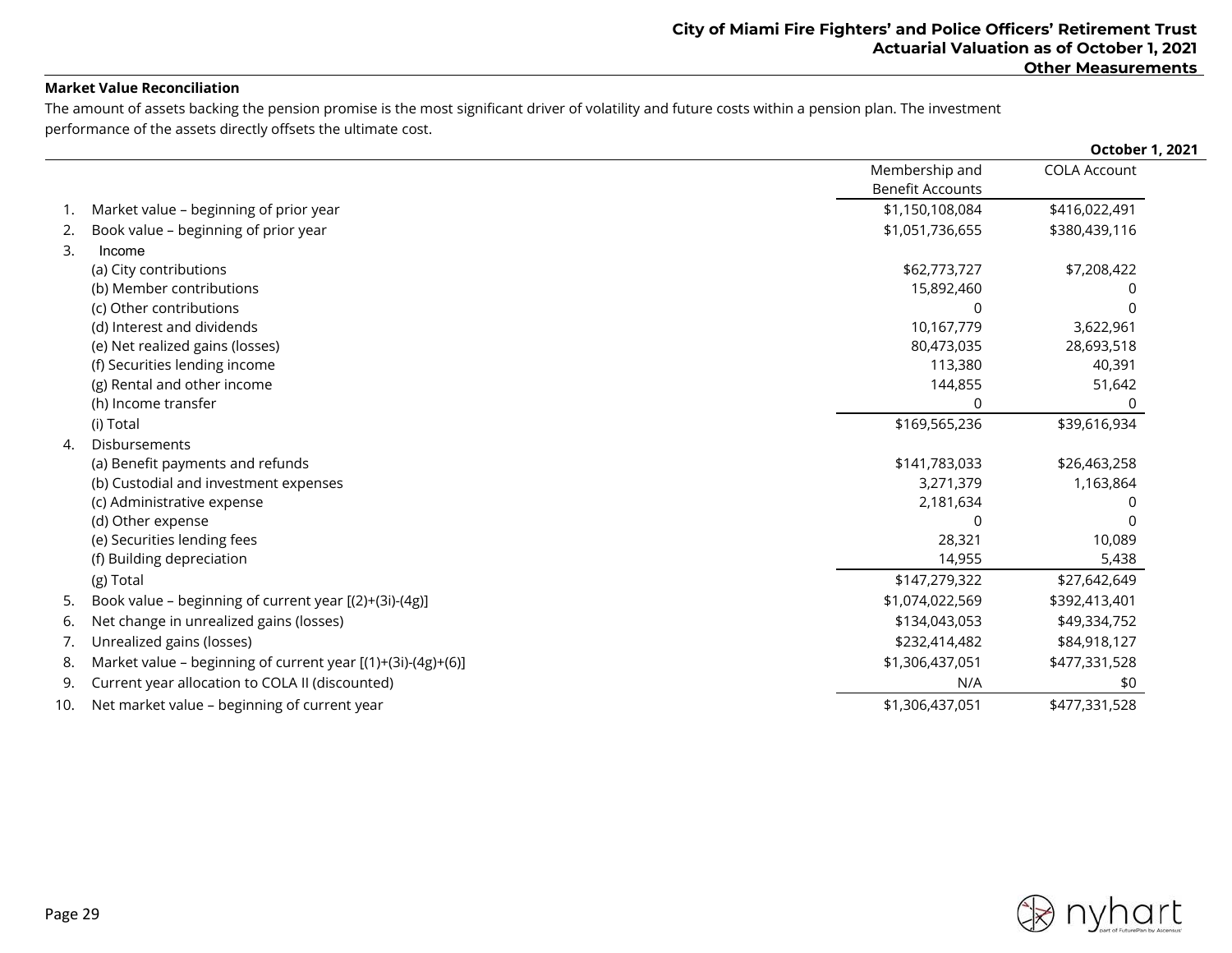### Market Value Reconciliation

The amount of assets backing the pension promise is the most significant driver of volatility and future costs within a pension plan. The investment performance of the assets directly offsets the ultimate cost.

| | | October 1, 2021 | |
|---|---|---|---|
| | | Membership and Benefit Accounts | COLA Account |
| 1. | Market value – beginning of prior year | $1,150,108,084 | $416,022,491 |
| 2. | Book value – beginning of prior year | $1,051,736,655 | $380,439,116 |
| 3. | Income | | |
| | (a) City contributions | $62,773,727 | $7,208,422 |
| | (b) Member contributions | 15,892,460 | 0 |
| | (c) Other contributions | 0 | 0 |
| | (d) Interest and dividends | 10,167,779 | 3,622,961 |
| | (e) Net realized gains (losses) | 80,473,035 | 28,693,518 |
| | (f) Securities lending income | 113,380 | 40,391 |
| | (g) Rental and other income | 144,855 | 51,642 |
| | (h) Income transfer | 0 | 0 |
| | (i) Total | $169,565,236 | $39,616,934 |
| 4. | Disbursements | | |
| | (a) Benefit payments and refunds | $141,783,033 | $26,463,258 |
| | (b) Custodial and investment expenses | 3,271,379 | 1,163,864 |
| | (c) Administrative expense | 2,181,634 | 0 |
| | (d) Other expense | 0 | 0 |
| | (e) Securities lending fees | 28,321 | 10,089 |
| | (f) Building depreciation | 14,955 | 5,438 |
| | (g) Total | $147,279,322 | $27,642,649 |
| 5. | Book value – beginning of current year [(2)+(3i)-(4g)] | $1,074,022,569 | $392,413,401 |
| 6. | Net change in unrealized gains (losses) | $134,043,053 | $49,334,752 |
| 7. | Unrealized gains (losses) | $232,414,482 | $84,918,127 |
| 8. | Market value – beginning of current year [(1)+(3i)-(4g)+(6)] | $1,306,437,051 | $477,331,528 |
| 9. | Current year allocation to COLA II (discounted) | N/A | $0 |
| 10. | Net market value – beginning of current year | $1,306,437,051 | $477,331,528 |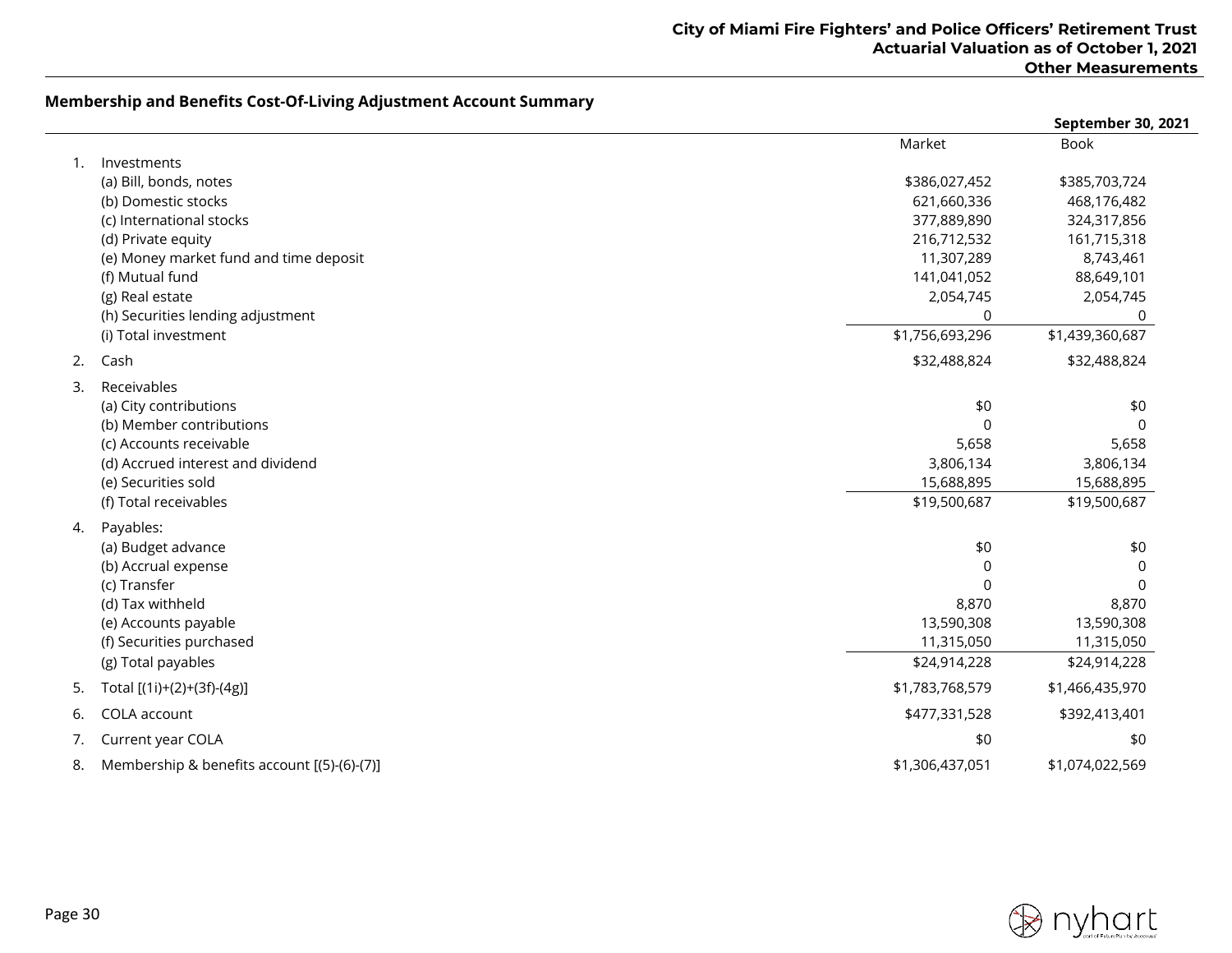## Membership and Benefits Cost-Of-Living Adjustment Account Summary

| | | September 30, 2021 | |
|---|---|---|---|
| | | Market | Book |
| 1. | Investments | | |
| | (a) Bill, bonds, notes | $386,027,452 | $385,703,724 |
| | (b) Domestic stocks | 621,660,336 | 468,176,482 |
| | (c) International stocks | 377,889,890 | 324,317,856 |
| | (d) Private equity | 216,712,532 | 161,715,318 |
| | (e) Money market fund and time deposit | 11,307,289 | 8,743,461 |
| | (f) Mutual fund | 141,041,052 | 88,649,101 |
| | (g) Real estate | 2,054,745 | 2,054,745 |
| | (h) Securities lending adjustment | 0 | 0 |
| | (i) Total investment | $1,756,693,296 | $1,439,360,687 |
| 2. | Cash | $32,488,824 | $32,488,824 |
| 3. | Receivables | | |
| | (a) City contributions | $0 | $0 |
| | (b) Member contributions | 0 | 0 |
| | (c) Accounts receivable | 5,658 | 5,658 |
| | (d) Accrued interest and dividend | 3,806,134 | 3,806,134 |
| | (e) Securities sold | 15,688,895 | 15,688,895 |
| | (f) Total receivables | $19,500,687 | $19,500,687 |
| 4. | Payables: | | |
| | (a) Budget advance | $0 | $0 |
| | (b) Accrual expense | 0 | 0 |
| | (c) Transfer | 0 | 0 |
| | (d) Tax withheld | 8,870 | 8,870 |
| | (e) Accounts payable | 13,590,308 | 13,590,308 |
| | (f) Securities purchased | 11,315,050 | 11,315,050 |
| | (g) Total payables | $24,914,228 | $24,914,228 |
| 5. | Total [(1i)+(2)+(3f)-(4g)] | $1,783,768,579 | $1,466,435,970 |
| 6. | COLA account | $477,331,528 | $392,413,401 |
| 7. | Current year COLA | $0 | $0 |
| 8. | Membership & benefits account [(5)-(6)-(7)] | $1,306,437,051 | $1,074,022,569 |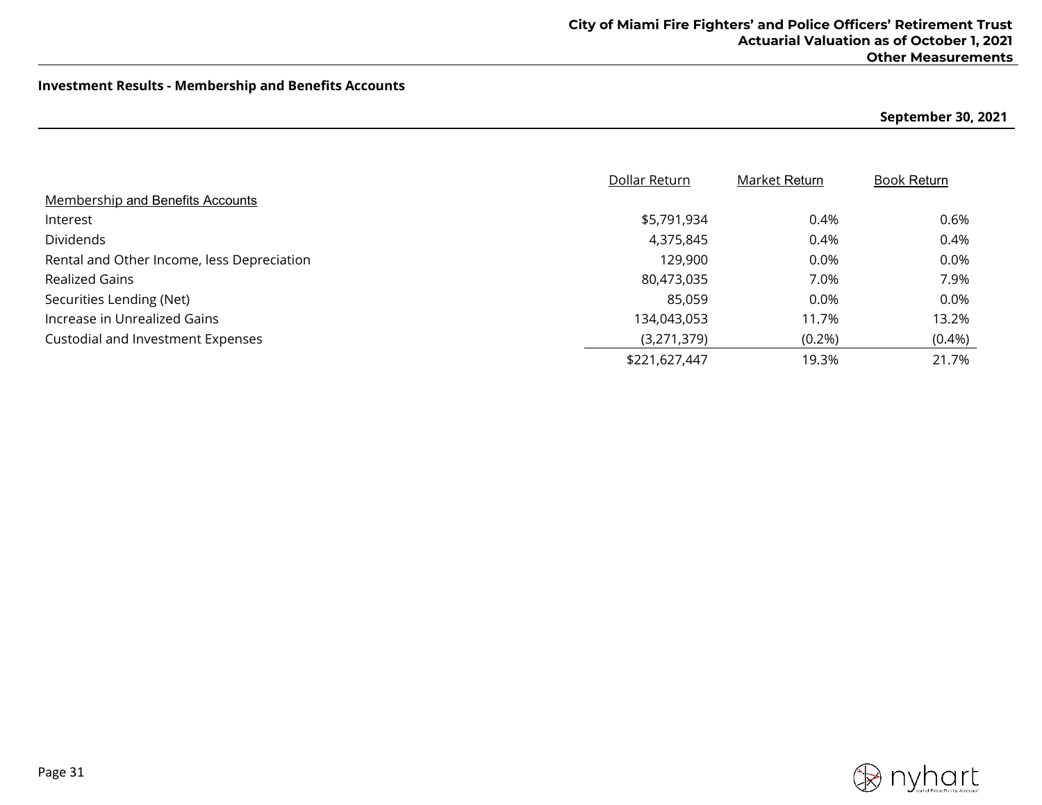## Investment Results - Membership and Benefits Accounts

**September 30, 2021**

| | Dollar Return | Market Return | Book Return |
|---|---|---|---|
| Membership and Benefits Accounts | | | |
| Interest | $5,791,934 | 0.4% | 0.6% |
| Dividends | 4,375,845 | 0.4% | 0.4% |
| Rental and Other Income, less Depreciation | 129,900 | 0.0% | 0.0% |
| Realized Gains | 80,473,035 | 7.0% | 7.9% |
| Securities Lending (Net) | 85,059 | 0.0% | 0.0% |
| Increase in Unrealized Gains | 134,043,053 | 11.7% | 13.2% |
| Custodial and Investment Expenses | (3,271,379) | (0.2%) | (0.4%) |
| | $221,627,447 | 19.3% | 21.7% |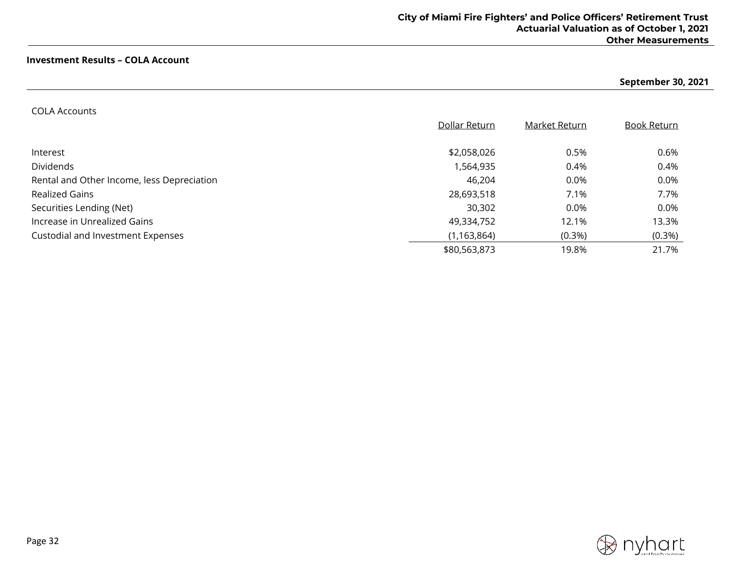### Investment Results – COLA Account

**September 30, 2021**

| COLA Accounts | Dollar Return | Market Return | Book Return |
|---|---|---|---|
| Interest | $2,058,026 | 0.5% | 0.6% |
| Dividends | 1,564,935 | 0.4% | 0.4% |
| Rental and Other Income, less Depreciation | 46,204 | 0.0% | 0.0% |
| Realized Gains | 28,693,518 | 7.1% | 7.7% |
| Securities Lending (Net) | 30,302 | 0.0% | 0.0% |
| Increase in Unrealized Gains | 49,334,752 | 12.1% | 13.3% |
| Custodial and Investment Expenses | (1,163,864) | (0.3%) | (0.3%) |
| | $80,563,873 | 19.8% | 21.7% |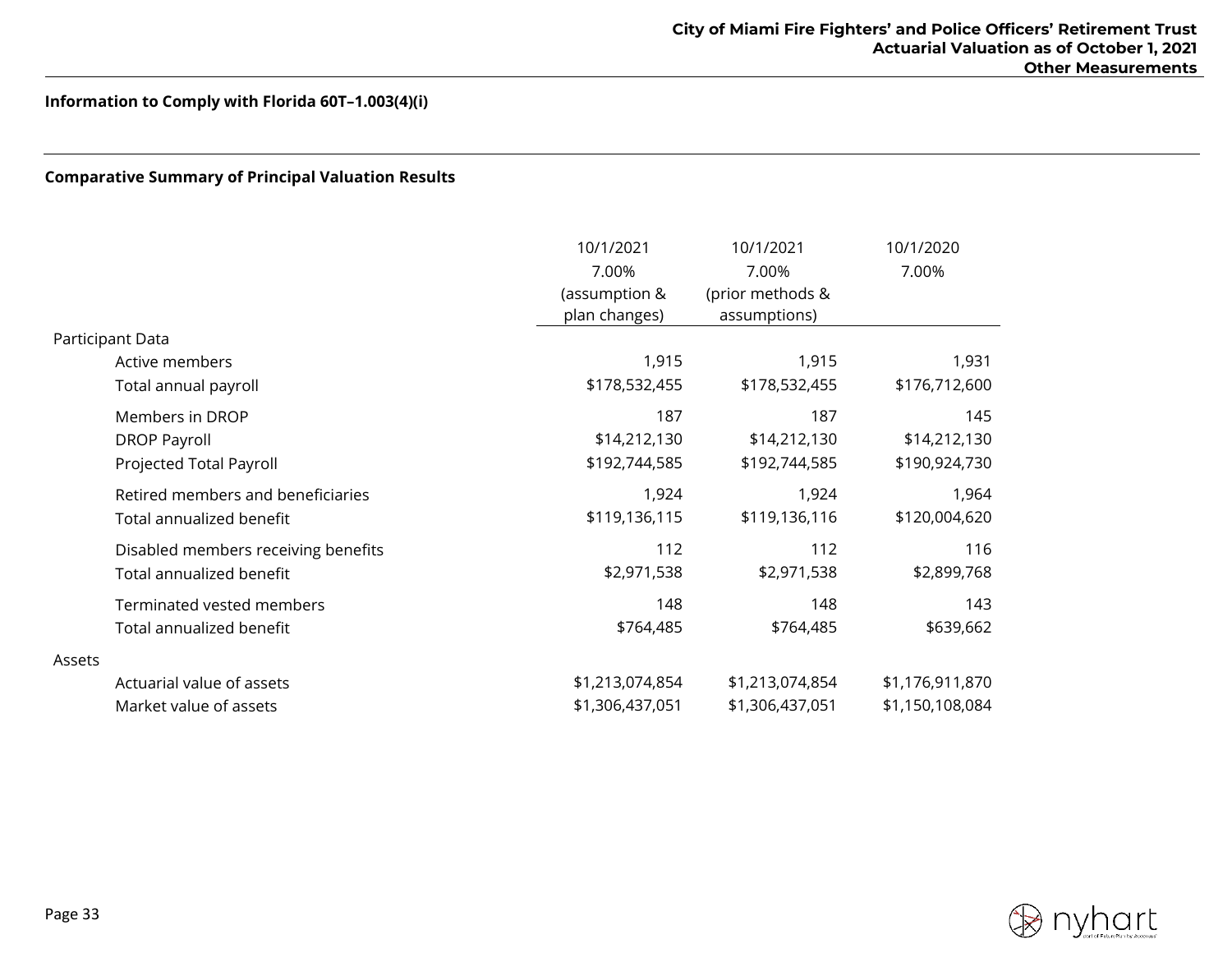**Information to Comply with Florida 60T–1.003(4)(i)**

**Comparative Summary of Principal Valuation Results**

| | 10/1/2021 7.00% (assumption & plan changes) | 10/1/2021 7.00% (prior methods & assumptions) | 10/1/2020 7.00% |
|---|---|---|---|
| Participant Data | | | |
| Active members | 1,915 | 1,915 | 1,931 |
| Total annual payroll | $178,532,455 | $178,532,455 | $176,712,600 |
| Members in DROP | 187 | 187 | 145 |
| DROP Payroll | $14,212,130 | $14,212,130 | $14,212,130 |
| Projected Total Payroll | $192,744,585 | $192,744,585 | $190,924,730 |
| Retired members and beneficiaries | 1,924 | 1,924 | 1,964 |
| Total annualized benefit | $119,136,115 | $119,136,116 | $120,004,620 |
| Disabled members receiving benefits | 112 | 112 | 116 |
| Total annualized benefit | $2,971,538 | $2,971,538 | $2,899,768 |
| Terminated vested members | 148 | 148 | 143 |
| Total annualized benefit | $764,485 | $764,485 | $639,662 |
| Assets | | | |
| Actuarial value of assets | $1,213,074,854 | $1,213,074,854 | $1,176,911,870 |
| Market value of assets | $1,306,437,051 | $1,306,437,051 | $1,150,108,084 |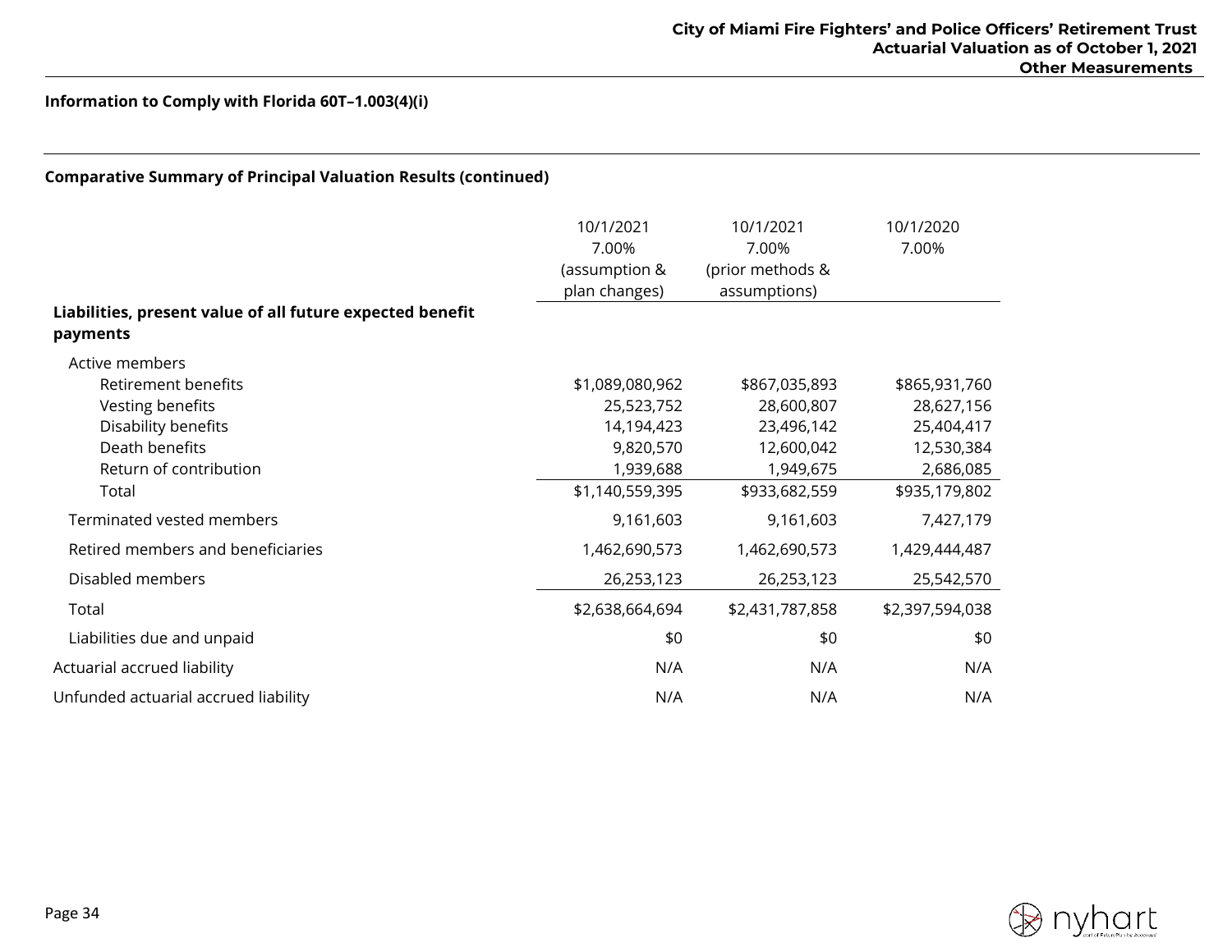**Information to Comply with Florida 60T–1.003(4)(i)**

**Comparative Summary of Principal Valuation Results (continued)**

| | 10/1/2021 7.00% (assumption & plan changes) | 10/1/2021 7.00% (prior methods & assumptions) | 10/1/2020 7.00% |
|---|---|---|---|
| **Liabilities, present value of all future expected benefit payments** | | | |
| Active members | | | |
| Retirement benefits | $1,089,080,962 | $867,035,893 | $865,931,760 |
| Vesting benefits | 25,523,752 | 28,600,807 | 28,627,156 |
| Disability benefits | 14,194,423 | 23,496,142 | 25,404,417 |
| Death benefits | 9,820,570 | 12,600,042 | 12,530,384 |
| Return of contribution | 1,939,688 | 1,949,675 | 2,686,085 |
| Total | $1,140,559,395 | $933,682,559 | $935,179,802 |
| Terminated vested members | 9,161,603 | 9,161,603 | 7,427,179 |
| Retired members and beneficiaries | 1,462,690,573 | 1,462,690,573 | 1,429,444,487 |
| Disabled members | 26,253,123 | 26,253,123 | 25,542,570 |
| Total | $2,638,664,694 | $2,431,787,858 | $2,397,594,038 |
| Liabilities due and unpaid | $0 | $0 | $0 |
| Actuarial accrued liability | N/A | N/A | N/A |
| Unfunded actuarial accrued liability | N/A | N/A | N/A |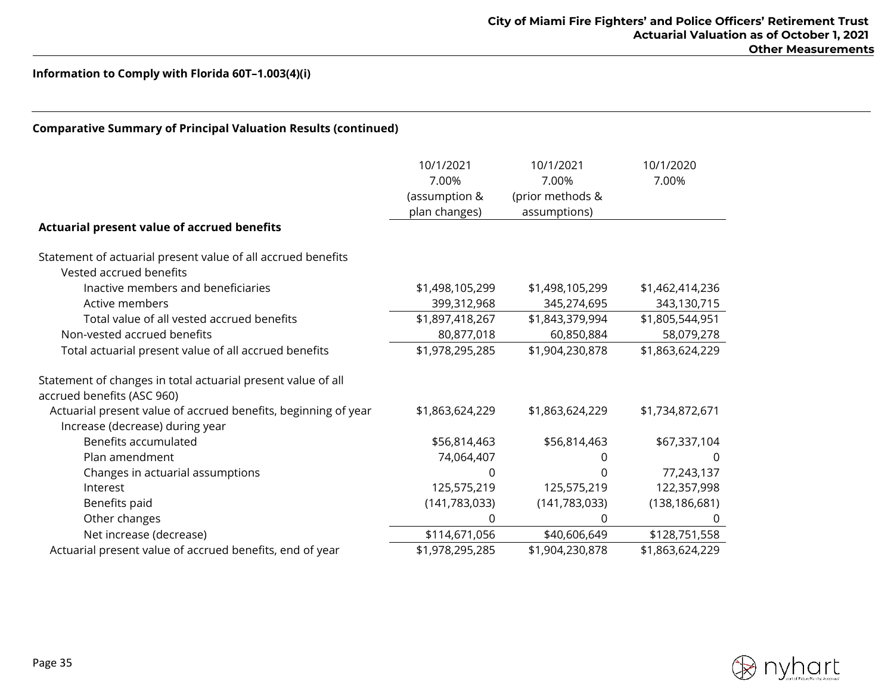**Information to Comply with Florida 60T–1.003(4)(i)**

**Comparative Summary of Principal Valuation Results (continued)**

| | 10/1/2021<br>7.00%<br>(assumption & plan changes) | 10/1/2021<br>7.00%<br>(prior methods & assumptions) | 10/1/2020<br>7.00% |
|---|---|---|---|
| **Actuarial present value of accrued benefits** | | | |
| Statement of actuarial present value of all accrued benefits | | | |
| Vested accrued benefits | | | |
| Inactive members and beneficiaries | $1,498,105,299 | $1,498,105,299 | $1,462,414,236 |
| Active members | 399,312,968 | 345,274,695 | 343,130,715 |
| Total value of all vested accrued benefits | $1,897,418,267 | $1,843,379,994 | $1,805,544,951 |
| Non-vested accrued benefits | 80,877,018 | 60,850,884 | 58,079,278 |
| Total actuarial present value of all accrued benefits | $1,978,295,285 | $1,904,230,878 | $1,863,624,229 |
| Statement of changes in total actuarial present value of all accrued benefits (ASC 960) | | | |
| Actuarial present value of accrued benefits, beginning of year | $1,863,624,229 | $1,863,624,229 | $1,734,872,671 |
| Increase (decrease) during year | | | |
| Benefits accumulated | $56,814,463 | $56,814,463 | $67,337,104 |
| Plan amendment | 74,064,407 | 0 | 0 |
| Changes in actuarial assumptions | 0 | 0 | 77,243,137 |
| Interest | 125,575,219 | 125,575,219 | 122,357,998 |
| Benefits paid | (141,783,033) | (141,783,033) | (138,186,681) |
| Other changes | 0 | 0 | 0 |
| Net increase (decrease) | $114,671,056 | $40,606,649 | $128,751,558 |
| Actuarial present value of accrued benefits, end of year | $1,978,295,285 | $1,904,230,878 | $1,863,624,229 |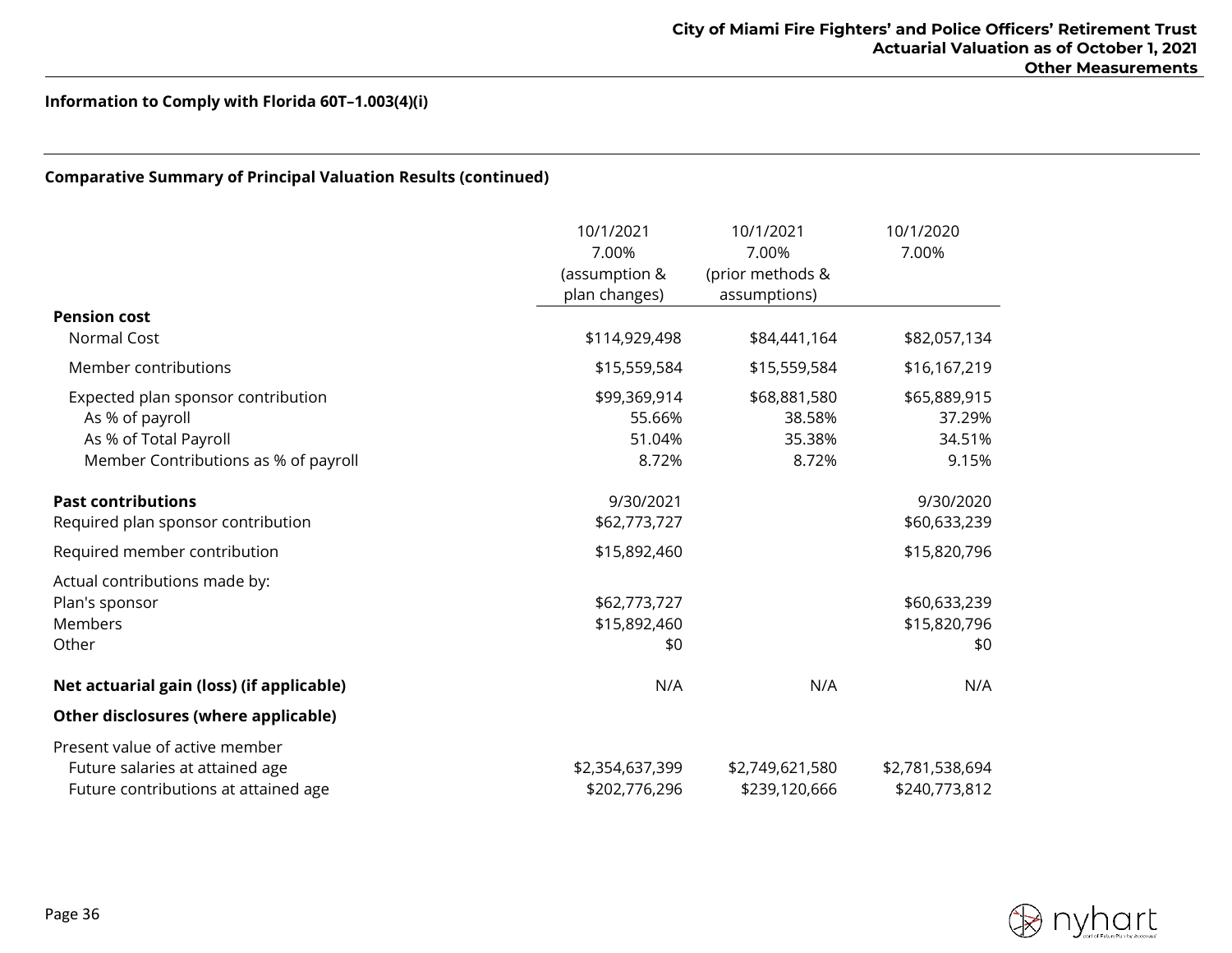**Information to Comply with Florida 60T–1.003(4)(i)**

**Comparative Summary of Principal Valuation Results (continued)**

| | 10/1/2021<br>7.00%<br>(assumption & plan changes) | 10/1/2021<br>7.00%<br>(prior methods & assumptions) | 10/1/2020<br>7.00% |
|---|---|---|---|
| **Pension cost** | | | |
| Normal Cost | $114,929,498 | $84,441,164 | $82,057,134 |
| Member contributions | $15,559,584 | $15,559,584 | $16,167,219 |
| Expected plan sponsor contribution | $99,369,914 | $68,881,580 | $65,889,915 |
| As % of payroll | 55.66% | 38.58% | 37.29% |
| As % of Total Payroll | 51.04% | 35.38% | 34.51% |
| Member Contributions as % of payroll | 8.72% | 8.72% | 9.15% |
| **Past contributions** | 9/30/2021 | | 9/30/2020 |
| Required plan sponsor contribution | $62,773,727 | | $60,633,239 |
| Required member contribution | $15,892,460 | | $15,820,796 |
| Actual contributions made by: | | | |
| Plan's sponsor | $62,773,727 | | $60,633,239 |
| Members | $15,892,460 | | $15,820,796 |
| Other | $0 | | $0 |
| **Net actuarial gain (loss) (if applicable)** | N/A | N/A | N/A |
| **Other disclosures (where applicable)** | | | |
| Present value of active member | | | |
| Future salaries at attained age | $2,354,637,399 | $2,749,621,580 | $2,781,538,694 |
| Future contributions at attained age | $202,776,296 | $239,120,666 | $240,773,812 |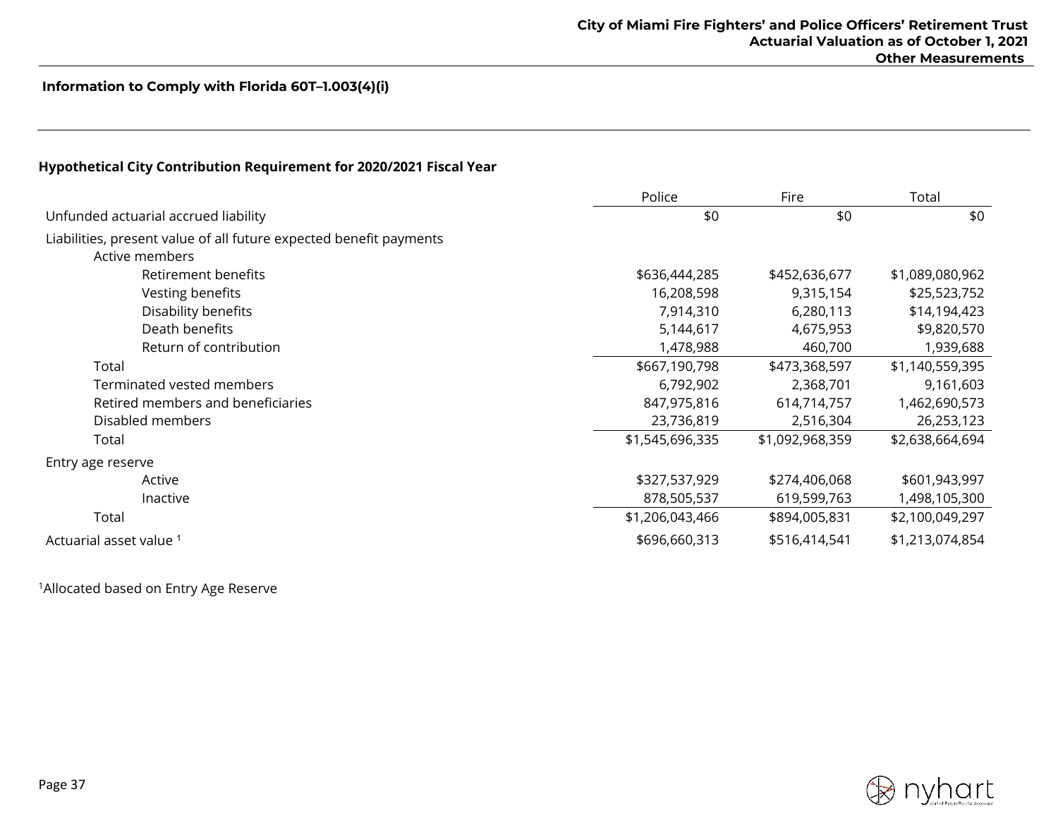### Information to Comply with Florida 60T–1.003(4)(i)

#### Hypothetical City Contribution Requirement for 2020/2021 Fiscal Year

| | Police | Fire | Total |
|---|---|---|---|
| Unfunded actuarial accrued liability | $0 | $0 | $0 |
| Liabilities, present value of all future expected benefit payments | | | |
| Active members | | | |
| Retirement benefits | $636,444,285 | $452,636,677 | $1,089,080,962 |
| Vesting benefits | 16,208,598 | 9,315,154 | $25,523,752 |
| Disability benefits | 7,914,310 | 6,280,113 | $14,194,423 |
| Death benefits | 5,144,617 | 4,675,953 | $9,820,570 |
| Return of contribution | 1,478,988 | 460,700 | 1,939,688 |
| Total | $667,190,798 | $473,368,597 | $1,140,559,395 |
| Terminated vested members | 6,792,902 | 2,368,701 | 9,161,603 |
| Retired members and beneficiaries | 847,975,816 | 614,714,757 | 1,462,690,573 |
| Disabled members | 23,736,819 | 2,516,304 | 26,253,123 |
| Total | $1,545,696,335 | $1,092,968,359 | $2,638,664,694 |
| Entry age reserve | | | |
| Active | $327,537,929 | $274,406,068 | $601,943,997 |
| Inactive | 878,505,537 | 619,599,763 | 1,498,105,300 |
| Total | $1,206,043,466 | $894,005,831 | $2,100,049,297 |
| Actuarial asset value [1] | $696,660,313 | $516,414,541 | $1,213,074,854 |

[1]Allocated based on Entry Age Reserve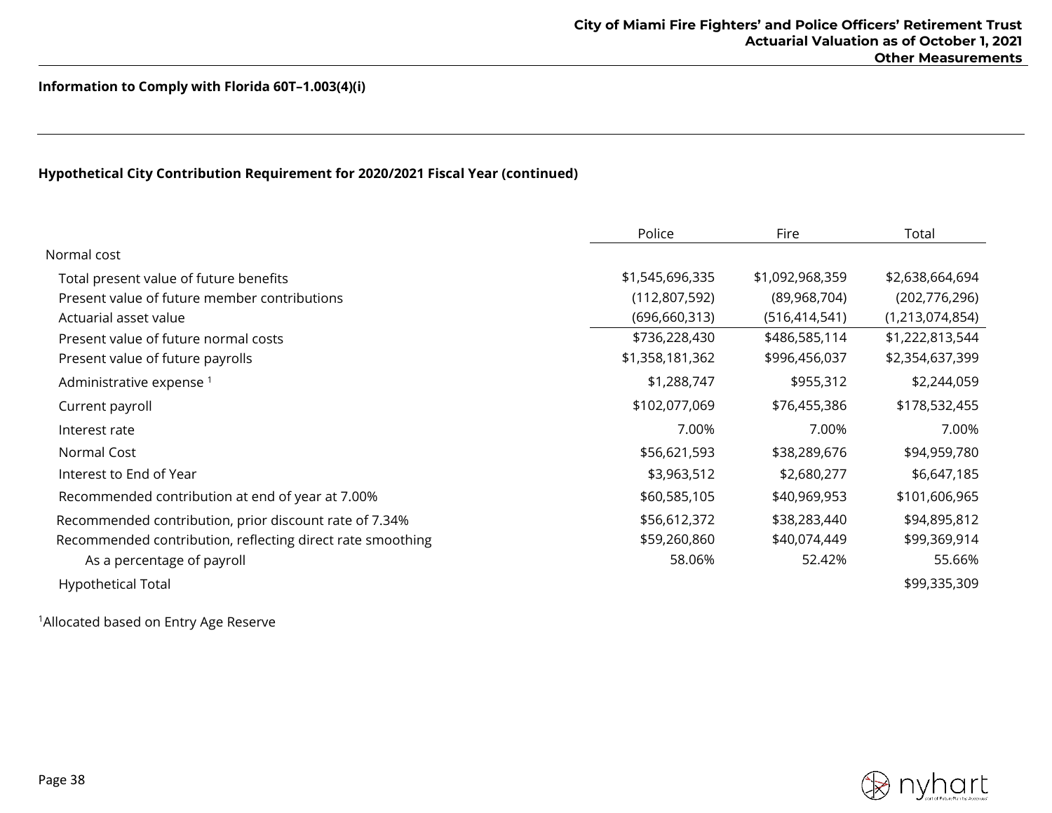**Information to Comply with Florida 60T–1.003(4)(i)**

**Hypothetical City Contribution Requirement for 2020/2021 Fiscal Year (continued)**

| | Police | Fire | Total |
|---|---|---|---|
| Normal cost | | | |
| Total present value of future benefits | $1,545,696,335 | $1,092,968,359 | $2,638,664,694 |
| Present value of future member contributions | (112,807,592) | (89,968,704) | (202,776,296) |
| Actuarial asset value | (696,660,313) | (516,414,541) | (1,213,074,854) |
| Present value of future normal costs | $736,228,430 | $486,585,114 | $1,222,813,544 |
| Present value of future payrolls | $1,358,181,362 | $996,456,037 | $2,354,637,399 |
| Administrative expense [1] | $1,288,747 | $955,312 | $2,244,059 |
| Current payroll | $102,077,069 | $76,455,386 | $178,532,455 |
| Interest rate | 7.00% | 7.00% | 7.00% |
| Normal Cost | $56,621,593 | $38,289,676 | $94,959,780 |
| Interest to End of Year | $3,963,512 | $2,680,277 | $6,647,185 |
| Recommended contribution at end of year at 7.00% | $60,585,105 | $40,969,953 | $101,606,965 |
| Recommended contribution, prior discount rate of 7.34% | $56,612,372 | $38,283,440 | $94,895,812 |
| Recommended contribution, reflecting direct rate smoothing | $59,260,860 | $40,074,449 | $99,369,914 |
| As a percentage of payroll | 58.06% | 52.42% | 55.66% |
| Hypothetical Total | | | $99,335,309 |

[1]Allocated based on Entry Age Reserve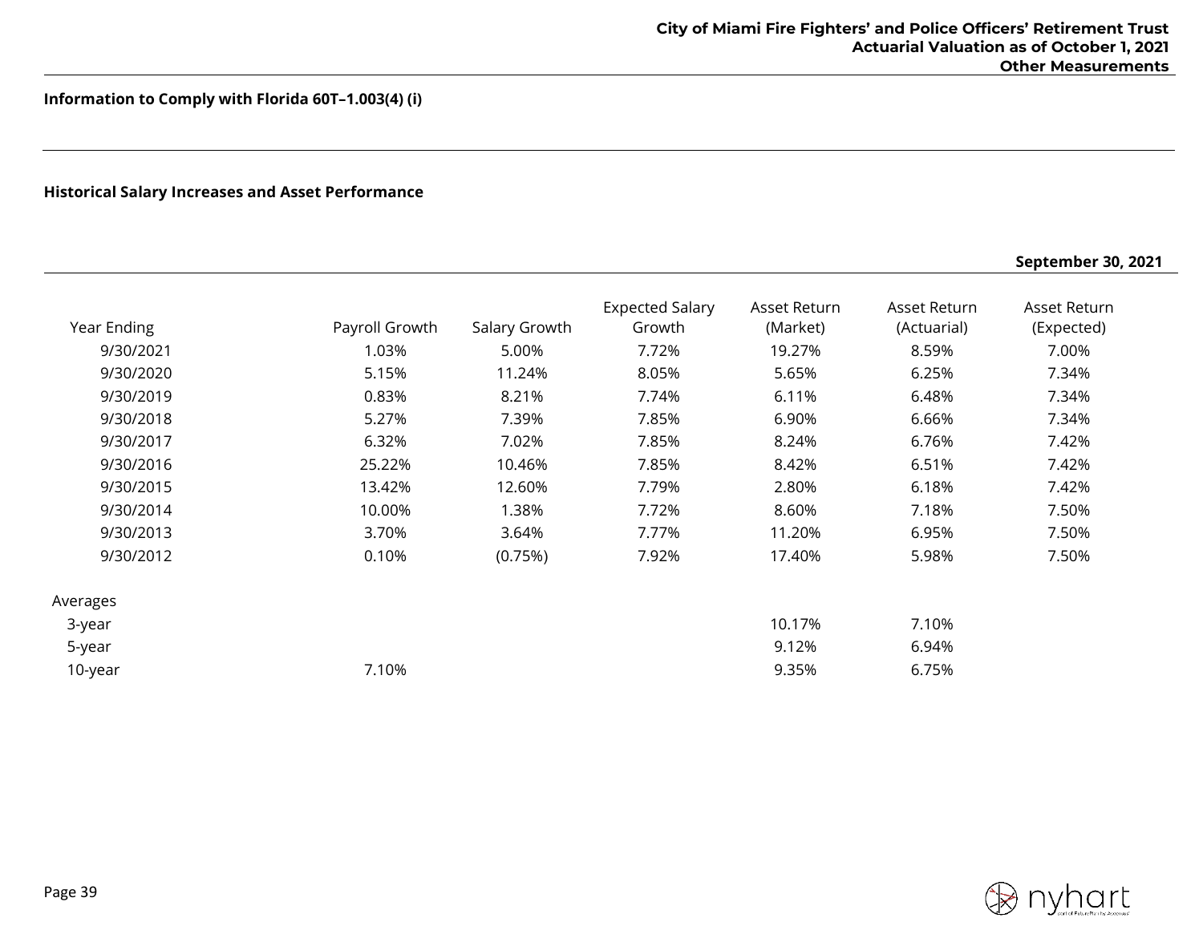**Information to Comply with Florida 60T–1.003(4) (i)**

**Historical Salary Increases and Asset Performance**

**September 30, 2021**

| Year Ending | Payroll Growth | Salary Growth | Expected Salary Growth | Asset Return (Market) | Asset Return (Actuarial) | Asset Return (Expected) |
|---|---|---|---|---|---|---|
| 9/30/2021 | 1.03% | 5.00% | 7.72% | 19.27% | 8.59% | 7.00% |
| 9/30/2020 | 5.15% | 11.24% | 8.05% | 5.65% | 6.25% | 7.34% |
| 9/30/2019 | 0.83% | 8.21% | 7.74% | 6.11% | 6.48% | 7.34% |
| 9/30/2018 | 5.27% | 7.39% | 7.85% | 6.90% | 6.66% | 7.34% |
| 9/30/2017 | 6.32% | 7.02% | 7.85% | 8.24% | 6.76% | 7.42% |
| 9/30/2016 | 25.22% | 10.46% | 7.85% | 8.42% | 6.51% | 7.42% |
| 9/30/2015 | 13.42% | 12.60% | 7.79% | 2.80% | 6.18% | 7.42% |
| 9/30/2014 | 10.00% | 1.38% | 7.72% | 8.60% | 7.18% | 7.50% |
| 9/30/2013 | 3.70% | 3.64% | 7.77% | 11.20% | 6.95% | 7.50% |
| 9/30/2012 | 0.10% | (0.75%) | 7.92% | 17.40% | 5.98% | 7.50% |
| Averages | | | | | | |
| 3-year | | | | 10.17% | 7.10% | |
| 5-year | | | | 9.12% | 6.94% | |
| 10-year | 7.10% | | | 9.35% | 6.75% | |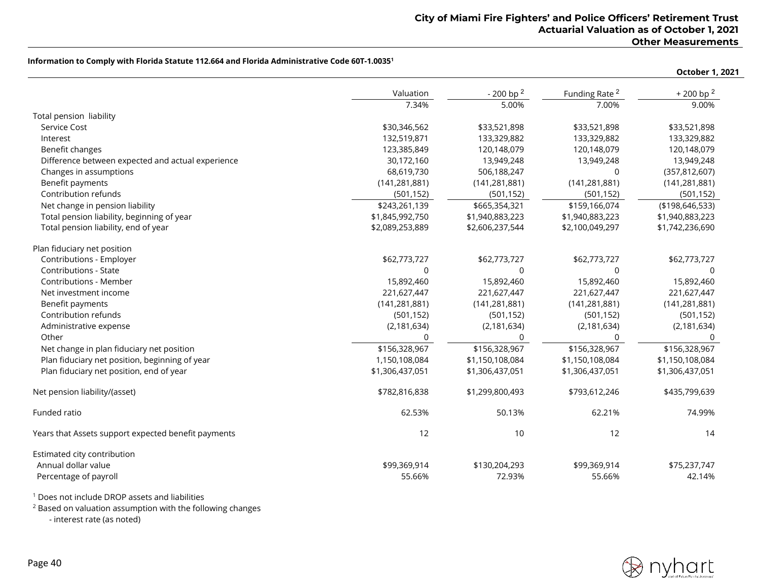**Information to Comply with Florida Statute 112.664 and Florida Administrative Code 60T-1.0035[1]**

**October 1, 2021**

| | Valuation | - 200 bp [2] | Funding Rate [2] | + 200 bp [2] |
|---|---|---|---|---|
| | 7.34% | 5.00% | 7.00% | 9.00% |
| Total pension liability | | | | |
| Service Cost | $30,346,562 | $33,521,898 | $33,521,898 | $33,521,898 |
| Interest | 132,519,871 | 133,329,882 | 133,329,882 | 133,329,882 |
| Benefit changes | 123,385,849 | 120,148,079 | 120,148,079 | 120,148,079 |
| Difference between expected and actual experience | 30,172,160 | 13,949,248 | 13,949,248 | 13,949,248 |
| Changes in assumptions | 68,619,730 | 506,188,247 | 0 | (357,812,607) |
| Benefit payments | (141,281,881) | (141,281,881) | (141,281,881) | (141,281,881) |
| Contribution refunds | (501,152) | (501,152) | (501,152) | (501,152) |
| Net change in pension liability | $243,261,139 | $665,354,321 | $159,166,074 | ($198,646,533) |
| Total pension liability, beginning of year | $1,845,992,750 | $1,940,883,223 | $1,940,883,223 | $1,940,883,223 |
| Total pension liability, end of year | $2,089,253,889 | $2,606,237,544 | $2,100,049,297 | $1,742,236,690 |
| | | | | |
| Plan fiduciary net position | | | | |
| Contributions - Employer | $62,773,727 | $62,773,727 | $62,773,727 | $62,773,727 |
| Contributions - State | 0 | 0 | 0 | 0 |
| Contributions - Member | 15,892,460 | 15,892,460 | 15,892,460 | 15,892,460 |
| Net investment income | 221,627,447 | 221,627,447 | 221,627,447 | 221,627,447 |
| Benefit payments | (141,281,881) | (141,281,881) | (141,281,881) | (141,281,881) |
| Contribution refunds | (501,152) | (501,152) | (501,152) | (501,152) |
| Administrative expense | (2,181,634) | (2,181,634) | (2,181,634) | (2,181,634) |
| Other | 0 | 0 | 0 | 0 |
| Net change in plan fiduciary net position | $156,328,967 | $156,328,967 | $156,328,967 | $156,328,967 |
| Plan fiduciary net position, beginning of year | 1,150,108,084 | $1,150,108,084 | $1,150,108,084 | $1,150,108,084 |
| Plan fiduciary net position, end of year | $1,306,437,051 | $1,306,437,051 | $1,306,437,051 | $1,306,437,051 |
| | | | | |
| Net pension liability/(asset) | $782,816,838 | $1,299,800,493 | $793,612,246 | $435,799,639 |
| | | | | |
| Funded ratio | 62.53% | 50.13% | 62.21% | 74.99% |
| | | | | |
| Years that Assets support expected benefit payments | 12 | 10 | 12 | 14 |
| | | | | |
| Estimated city contribution | | | | |
| Annual dollar value | $99,369,914 | $130,204,293 | $99,369,914 | $75,237,747 |
| Percentage of payroll | 55.66% | 72.93% | 55.66% | 42.14% |

[1] Does not include DROP assets and liabilities

[2] Based on valuation assumption with the following changes
- interest rate (as noted)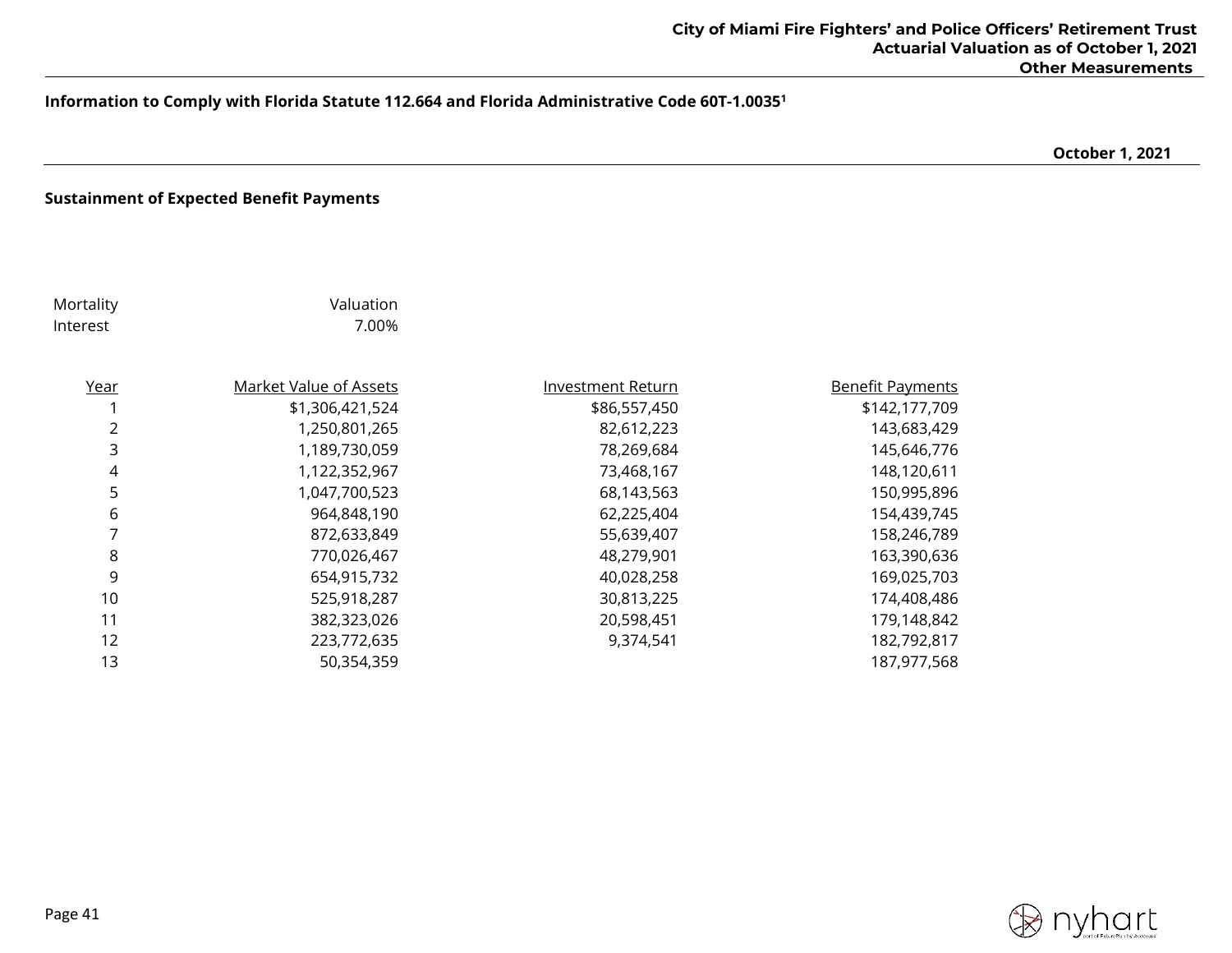**Information to Comply with Florida Statute 112.664 and Florida Administrative Code 60T-1.0035[1]**

**October 1, 2021**

**Sustainment of Expected Benefit Payments**

| | |
|---|---|
| Mortality | Valuation |
| Interest | 7.00% |

| Year | Market Value of Assets | Investment Return | Benefit Payments |
|---|---|---|---|
| 1 | $1,306,421,524 | $86,557,450 | $142,177,709 |
| 2 | 1,250,801,265 | 82,612,223 | 143,683,429 |
| 3 | 1,189,730,059 | 78,269,684 | 145,646,776 |
| 4 | 1,122,352,967 | 73,468,167 | 148,120,611 |
| 5 | 1,047,700,523 | 68,143,563 | 150,995,896 |
| 6 | 964,848,190 | 62,225,404 | 154,439,745 |
| 7 | 872,633,849 | 55,639,407 | 158,246,789 |
| 8 | 770,026,467 | 48,279,901 | 163,390,636 |
| 9 | 654,915,732 | 40,028,258 | 169,025,703 |
| 10 | 525,918,287 | 30,813,225 | 174,408,486 |
| 11 | 382,323,026 | 20,598,451 | 179,148,842 |
| 12 | 223,772,635 | 9,374,541 | 182,792,817 |
| 13 | 50,354,359 | | 187,977,568 |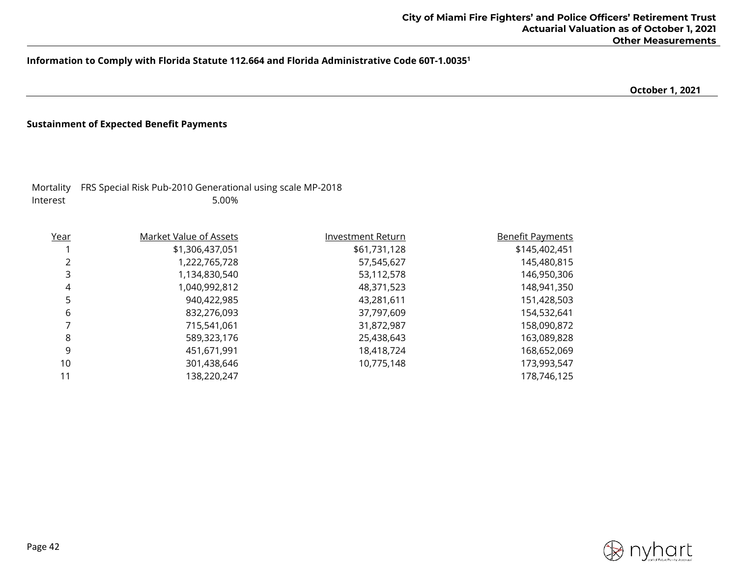**Information to Comply with Florida Statute 112.664 and Florida Administrative Code 60T-1.0035[1]**

**October 1, 2021**

**Sustainment of Expected Benefit Payments**

| | |
|---|---|
| Mortality | FRS Special Risk Pub-2010 Generational using scale MP-2018 |
| Interest | 5.00% |

| Year | Market Value of Assets | Investment Return | Benefit Payments |
|---|---|---|---|
| 1 | $1,306,437,051 | $61,731,128 | $145,402,451 |
| 2 | 1,222,765,728 | 57,545,627 | 145,480,815 |
| 3 | 1,134,830,540 | 53,112,578 | 146,950,306 |
| 4 | 1,040,992,812 | 48,371,523 | 148,941,350 |
| 5 | 940,422,985 | 43,281,611 | 151,428,503 |
| 6 | 832,276,093 | 37,797,609 | 154,532,641 |
| 7 | 715,541,061 | 31,872,987 | 158,090,872 |
| 8 | 589,323,176 | 25,438,643 | 163,089,828 |
| 9 | 451,671,991 | 18,418,724 | 168,652,069 |
| 10 | 301,438,646 | 10,775,148 | 173,993,547 |
| 11 | 138,220,247 | | 178,746,125 |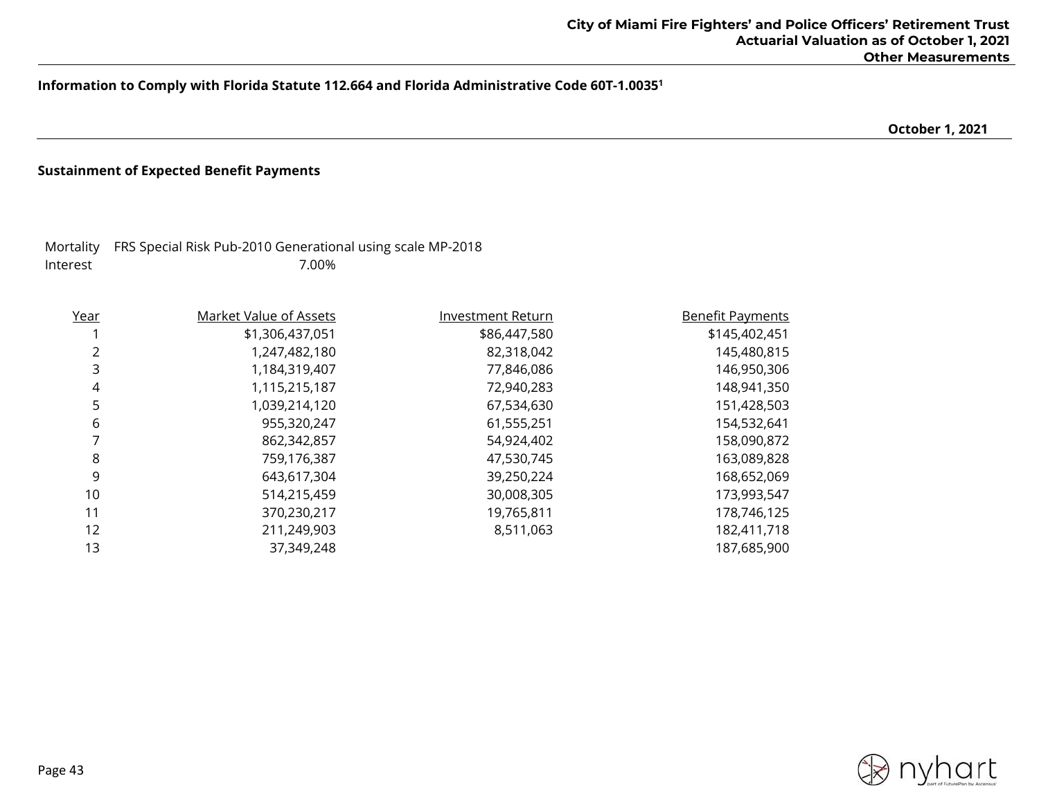**Information to Comply with Florida Statute 112.664 and Florida Administrative Code 60T-1.0035[1]**

**October 1, 2021**

**Sustainment of Expected Benefit Payments**

Mortality FRS Special Risk Pub-2010 Generational using scale MP-2018
Interest 7.00%

| Year | Market Value of Assets | Investment Return | Benefit Payments |
|---|---|---|---|
| 1 | $1,306,437,051 | $86,447,580 | $145,402,451 |
| 2 | 1,247,482,180 | 82,318,042 | 145,480,815 |
| 3 | 1,184,319,407 | 77,846,086 | 146,950,306 |
| 4 | 1,115,215,187 | 72,940,283 | 148,941,350 |
| 5 | 1,039,214,120 | 67,534,630 | 151,428,503 |
| 6 | 955,320,247 | 61,555,251 | 154,532,641 |
| 7 | 862,342,857 | 54,924,402 | 158,090,872 |
| 8 | 759,176,387 | 47,530,745 | 163,089,828 |
| 9 | 643,617,304 | 39,250,224 | 168,652,069 |
| 10 | 514,215,459 | 30,008,305 | 173,993,547 |
| 11 | 370,230,217 | 19,765,811 | 178,746,125 |
| 12 | 211,249,903 | 8,511,063 | 182,411,718 |
| 13 | 37,349,248 | | 187,685,900 |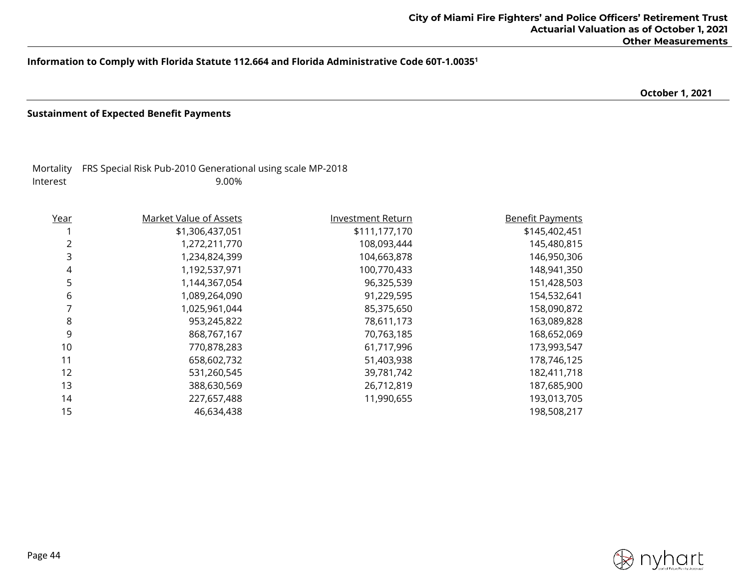**Information to Comply with Florida Statute 112.664 and Florida Administrative Code 60T-1.0035[1]**

**October 1, 2021**

**Sustainment of Expected Benefit Payments**

Mortality FRS Special Risk Pub-2010 Generational using scale MP-2018
Interest 9.00%

| Year | Market Value of Assets | Investment Return | Benefit Payments |
|---|---|---|---|
| 1 | $1,306,437,051 | $111,177,170 | $145,402,451 |
| 2 | 1,272,211,770 | 108,093,444 | 145,480,815 |
| 3 | 1,234,824,399 | 104,663,878 | 146,950,306 |
| 4 | 1,192,537,971 | 100,770,433 | 148,941,350 |
| 5 | 1,144,367,054 | 96,325,539 | 151,428,503 |
| 6 | 1,089,264,090 | 91,229,595 | 154,532,641 |
| 7 | 1,025,961,044 | 85,375,650 | 158,090,872 |
| 8 | 953,245,822 | 78,611,173 | 163,089,828 |
| 9 | 868,767,167 | 70,763,185 | 168,652,069 |
| 10 | 770,878,283 | 61,717,996 | 173,993,547 |
| 11 | 658,602,732 | 51,403,938 | 178,746,125 |
| 12 | 531,260,545 | 39,781,742 | 182,411,718 |
| 13 | 388,630,569 | 26,712,819 | 187,685,900 |
| 14 | 227,657,488 | 11,990,655 | 193,013,705 |
| 15 | 46,634,438 | | 198,508,217 |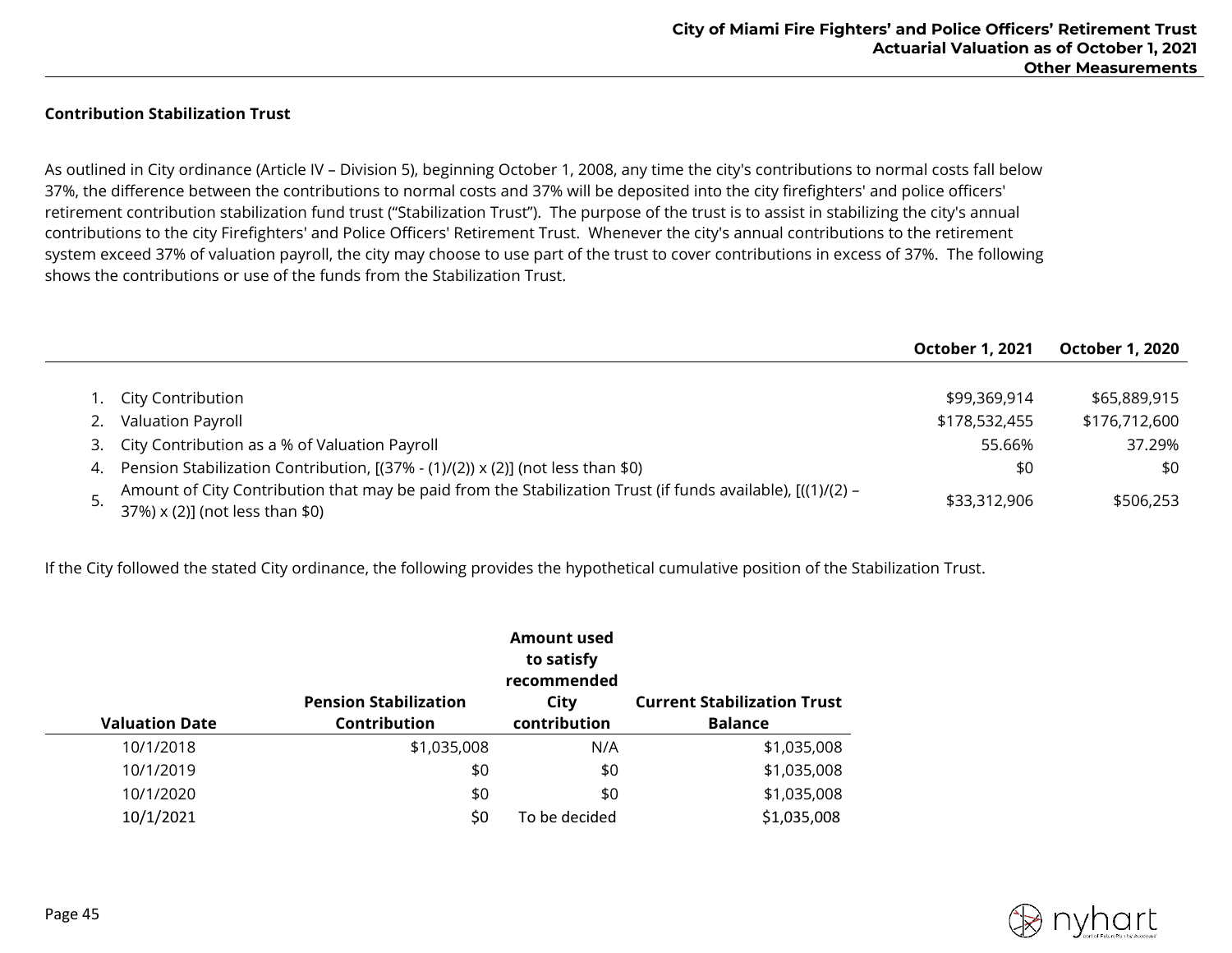## Contribution Stabilization Trust

As outlined in City ordinance (Article IV – Division 5), beginning October 1, 2008, any time the city's contributions to normal costs fall below 37%, the difference between the contributions to normal costs and 37% will be deposited into the city firefighters' and police officers' retirement contribution stabilization fund trust ("Stabilization Trust"). The purpose of the trust is to assist in stabilizing the city's annual contributions to the city Firefighters' and Police Officers' Retirement Trust. Whenever the city's annual contributions to the retirement system exceed 37% of valuation payroll, the city may choose to use part of the trust to cover contributions in excess of 37%. The following shows the contributions or use of the funds from the Stabilization Trust.

| | October 1, 2021 | October 1, 2020 |
|---|---|---|
| 1. City Contribution | $99,369,914 | $65,889,915 |
| 2. Valuation Payroll | $178,532,455 | $176,712,600 |
| 3. City Contribution as a % of Valuation Payroll | 55.66% | 37.29% |
| 4. Pension Stabilization Contribution, [(37% - (1)/(2)) x (2)] (not less than $0) | $0 | $0 |
| 5. Amount of City Contribution that may be paid from the Stabilization Trust (if funds available), [((1)/(2) – 37%) x (2)] (not less than $0) | $33,312,906 | $506,253 |

If the City followed the stated City ordinance, the following provides the hypothetical cumulative position of the Stabilization Trust.

| Valuation Date | Pension Stabilization Contribution | Amount used to satisfy recommended City contribution | Current Stabilization Trust Balance |
|---|---|---|---|
| 10/1/2018 | $1,035,008 | N/A | $1,035,008 |
| 10/1/2019 | $0 | $0 | $1,035,008 |
| 10/1/2020 | $0 | $0 | $1,035,008 |
| 10/1/2021 | $0 | To be decided | $1,035,008 |